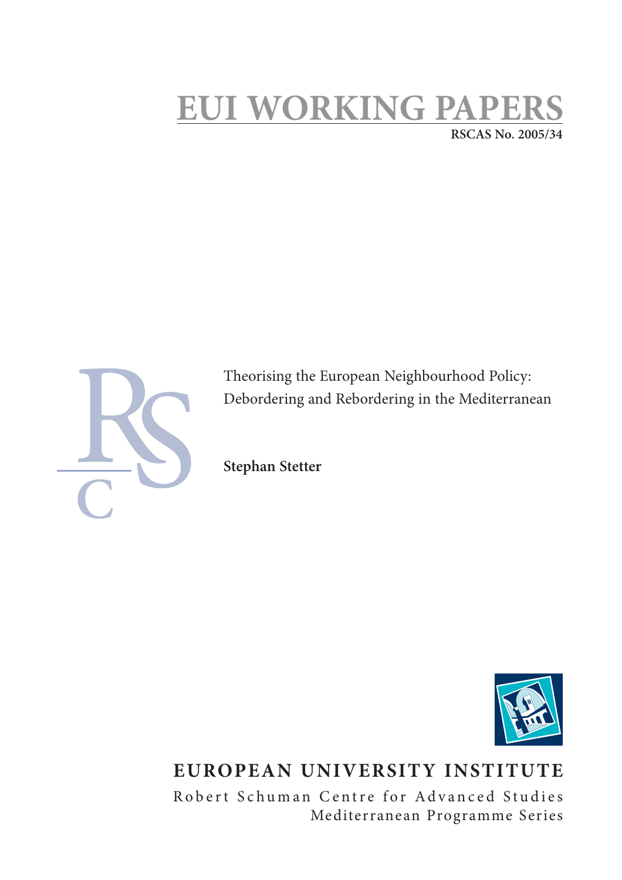# EUI WORKING PAPERS

**RSCAS No. 2005/34**

Theorising the European Neighbourhood Policy: Debordering and Rebordering in the Mediterranean

**Stephan Stetter**

**EUROPEAN UNIVERSITY INSTITUTE**

Robert Schuman Centre for Advanced Studies
Mediterranean Programme Series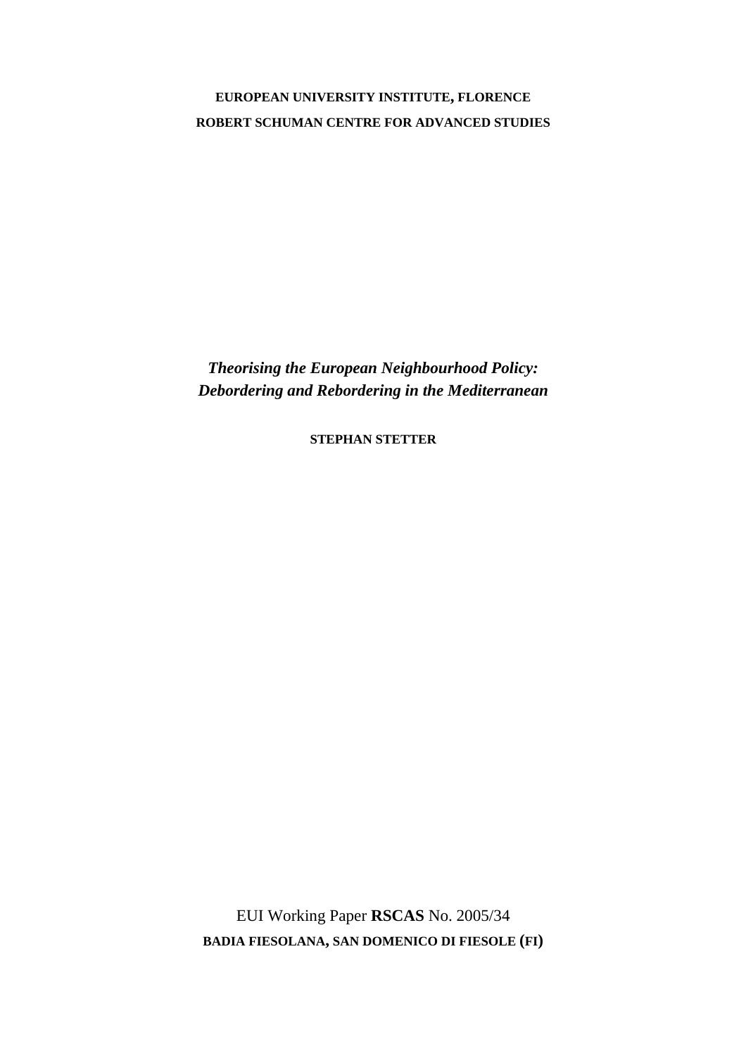**EUROPEAN UNIVERSITY INSTITUTE, FLORENCE**

**ROBERT SCHUMAN CENTRE FOR ADVANCED STUDIES**

# *Theorising the European Neighbourhood Policy: Debordering and Rebordering in the Mediterranean*

**STEPHAN STETTER**

EUI Working Paper **RSCAS** No. 2005/34

**BADIA FIESOLANA, SAN DOMENICO DI FIESOLE (FI)**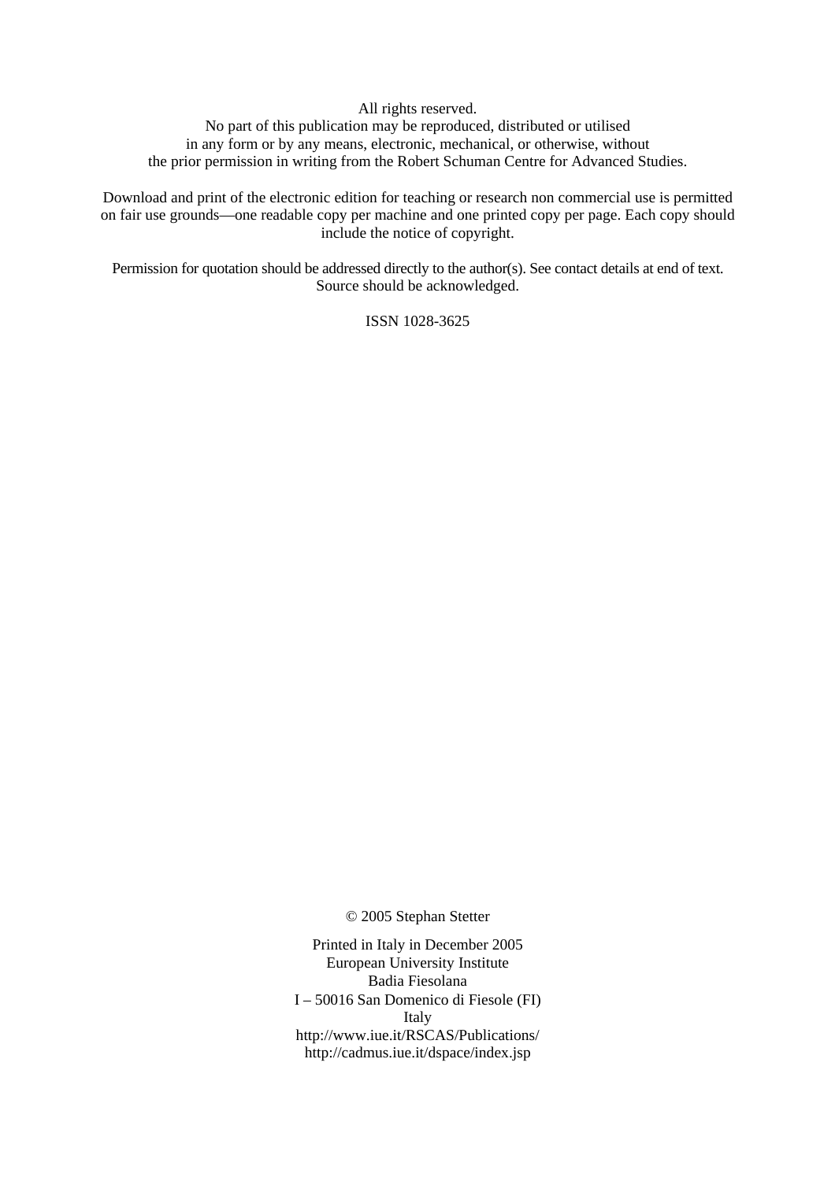All rights reserved.
No part of this publication may be reproduced, distributed or utilised
in any form or by any means, electronic, mechanical, or otherwise, without
the prior permission in writing from the Robert Schuman Centre for Advanced Studies.

Download and print of the electronic edition for teaching or research non commercial use is permitted on fair use grounds—one readable copy per machine and one printed copy per page. Each copy should include the notice of copyright.

Permission for quotation should be addressed directly to the author(s). See contact details at end of text. Source should be acknowledged.

ISSN 1028-3625

© 2005 Stephan Stetter

Printed in Italy in December 2005
European University Institute
Badia Fiesolana
I – 50016 San Domenico di Fiesole (FI)
Italy
http://www.iue.it/RSCAS/Publications/
http://cadmus.iue.it/dspace/index.jsp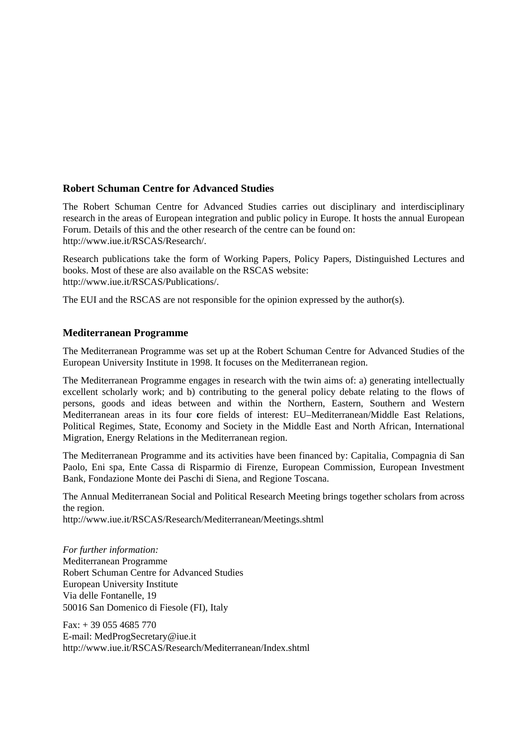## Robert Schuman Centre for Advanced Studies

The Robert Schuman Centre for Advanced Studies carries out disciplinary and interdisciplinary research in the areas of European integration and public policy in Europe. It hosts the annual European Forum. Details of this and the other research of the centre can be found on:
http://www.iue.it/RSCAS/Research/.

Research publications take the form of Working Papers, Policy Papers, Distinguished Lectures and books. Most of these are also available on the RSCAS website:
http://www.iue.it/RSCAS/Publications/.

The EUI and the RSCAS are not responsible for the opinion expressed by the author(s).

## Mediterranean Programme

The Mediterranean Programme was set up at the Robert Schuman Centre for Advanced Studies of the European University Institute in 1998. It focuses on the Mediterranean region.

The Mediterranean Programme engages in research with the twin aims of: a) generating intellectually excellent scholarly work; and b) contributing to the general policy debate relating to the flows of persons, goods and ideas between and within the Northern, Eastern, Southern and Western Mediterranean areas in its four core fields of interest: EU–Mediterranean/Middle East Relations, Political Regimes, State, Economy and Society in the Middle East and North African, International Migration, Energy Relations in the Mediterranean region.

The Mediterranean Programme and its activities have been financed by: Capitalia, Compagnia di San Paolo, Eni spa, Ente Cassa di Risparmio di Firenze, European Commission, European Investment Bank, Fondazione Monte dei Paschi di Siena, and Regione Toscana.

The Annual Mediterranean Social and Political Research Meeting brings together scholars from across the region.
http://www.iue.it/RSCAS/Research/Mediterranean/Meetings.shtml

*For further information:*
Mediterranean Programme
Robert Schuman Centre for Advanced Studies
European University Institute
Via delle Fontanelle, 19
50016 San Domenico di Fiesole (FI), Italy

Fax: + 39 055 4685 770
E-mail: MedProgSecretary@iue.it
http://www.iue.it/RSCAS/Research/Mediterranean/Index.shtml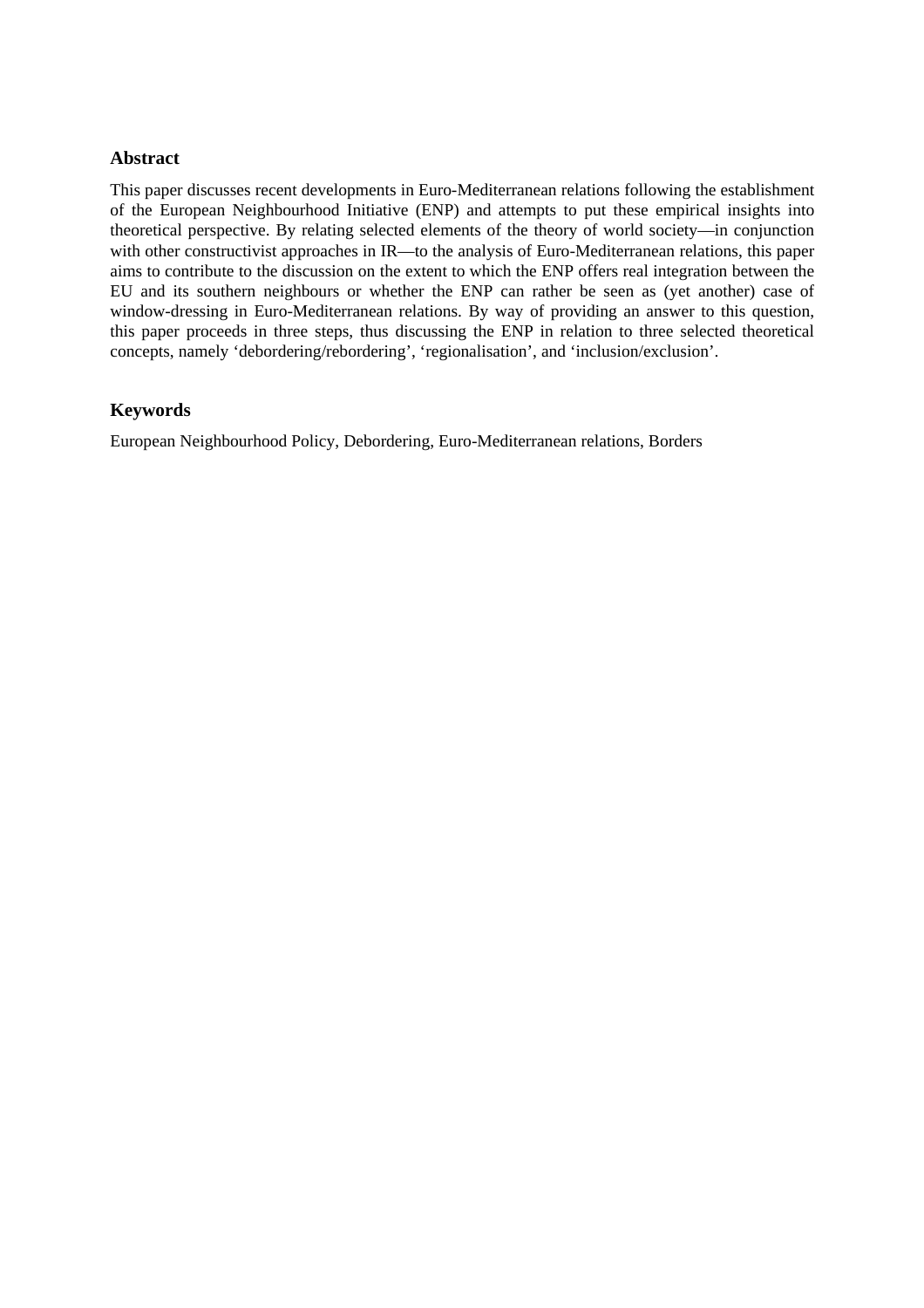## Abstract

This paper discusses recent developments in Euro-Mediterranean relations following the establishment of the European Neighbourhood Initiative (ENP) and attempts to put these empirical insights into theoretical perspective. By relating selected elements of the theory of world society—in conjunction with other constructivist approaches in IR—to the analysis of Euro-Mediterranean relations, this paper aims to contribute to the discussion on the extent to which the ENP offers real integration between the EU and its southern neighbours or whether the ENP can rather be seen as (yet another) case of window-dressing in Euro-Mediterranean relations. By way of providing an answer to this question, this paper proceeds in three steps, thus discussing the ENP in relation to three selected theoretical concepts, namely 'debordering/rebordering', 'regionalisation', and 'inclusion/exclusion'.

## Keywords

European Neighbourhood Policy, Debordering, Euro-Mediterranean relations, Borders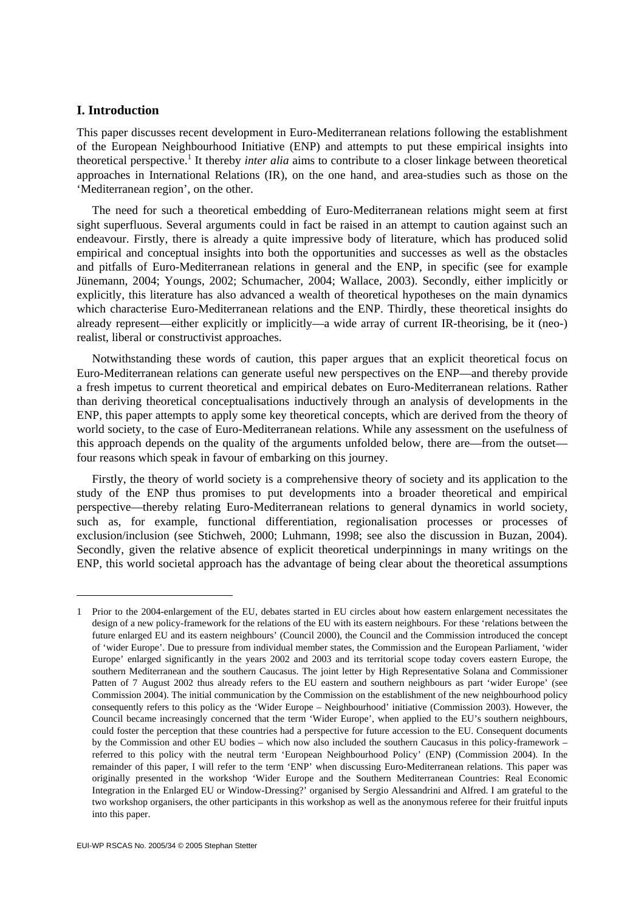## I. Introduction

This paper discusses recent development in Euro-Mediterranean relations following the establishment of the European Neighbourhood Initiative (ENP) and attempts to put these empirical insights into theoretical perspective.[1] It thereby *inter alia* aims to contribute to a closer linkage between theoretical approaches in International Relations (IR), on the one hand, and area-studies such as those on the 'Mediterranean region', on the other.

The need for such a theoretical embedding of Euro-Mediterranean relations might seem at first sight superfluous. Several arguments could in fact be raised in an attempt to caution against such an endeavour. Firstly, there is already a quite impressive body of literature, which has produced solid empirical and conceptual insights into both the opportunities and successes as well as the obstacles and pitfalls of Euro-Mediterranean relations in general and the ENP, in specific (see for example Jünemann, 2004; Youngs, 2002; Schumacher, 2004; Wallace, 2003). Secondly, either implicitly or explicitly, this literature has also advanced a wealth of theoretical hypotheses on the main dynamics which characterise Euro-Mediterranean relations and the ENP. Thirdly, these theoretical insights do already represent—either explicitly or implicitly—a wide array of current IR-theorising, be it (neo-) realist, liberal or constructivist approaches.

Notwithstanding these words of caution, this paper argues that an explicit theoretical focus on Euro-Mediterranean relations can generate useful new perspectives on the ENP—and thereby provide a fresh impetus to current theoretical and empirical debates on Euro-Mediterranean relations. Rather than deriving theoretical conceptualisations inductively through an analysis of developments in the ENP, this paper attempts to apply some key theoretical concepts, which are derived from the theory of world society, to the case of Euro-Mediterranean relations. While any assessment on the usefulness of this approach depends on the quality of the arguments unfolded below, there are—from the outset—four reasons which speak in favour of embarking on this journey.

Firstly, the theory of world society is a comprehensive theory of society and its application to the study of the ENP thus promises to put developments into a broader theoretical and empirical perspective—thereby relating Euro-Mediterranean relations to general dynamics in world society, such as, for example, functional differentiation, regionalisation processes or processes of exclusion/inclusion (see Stichweh, 2000; Luhmann, 1998; see also the discussion in Buzan, 2004). Secondly, given the relative absence of explicit theoretical underpinnings in many writings on the ENP, this world societal approach has the advantage of being clear about the theoretical assumptions

---

1 Prior to the 2004-enlargement of the EU, debates started in EU circles about how eastern enlargement necessitates the design of a new policy-framework for the relations of the EU with its eastern neighbours. For these 'relations between the future enlarged EU and its eastern neighbours' (Council 2000), the Council and the Commission introduced the concept of 'wider Europe'. Due to pressure from individual member states, the Commission and the European Parliament, 'wider Europe' enlarged significantly in the years 2002 and 2003 and its territorial scope today covers eastern Europe, the southern Mediterranean and the southern Caucasus. The joint letter by High Representative Solana and Commissioner Patten of 7 August 2002 thus already refers to the EU eastern and southern neighbours as part 'wider Europe' (see Commission 2004). The initial communication by the Commission on the establishment of the new neighbourhood policy consequently refers to this policy as the 'Wider Europe – Neighbourhood' initiative (Commission 2003). However, the Council became increasingly concerned that the term 'Wider Europe', when applied to the EU's southern neighbours, could foster the perception that these countries had a perspective for future accession to the EU. Consequent documents by the Commission and other EU bodies – which now also included the southern Caucasus in this policy-framework – referred to this policy with the neutral term 'European Neighbourhood Policy' (ENP) (Commission 2004). In the remainder of this paper, I will refer to the term 'ENP' when discussing Euro-Mediterranean relations. This paper was originally presented in the workshop 'Wider Europe and the Southern Mediterranean Countries: Real Economic Integration in the Enlarged EU or Window-Dressing?' organised by Sergio Alessandrini and Alfred. I am grateful to the two workshop organisers, the other participants in this workshop as well as the anonymous referee for their fruitful inputs into this paper.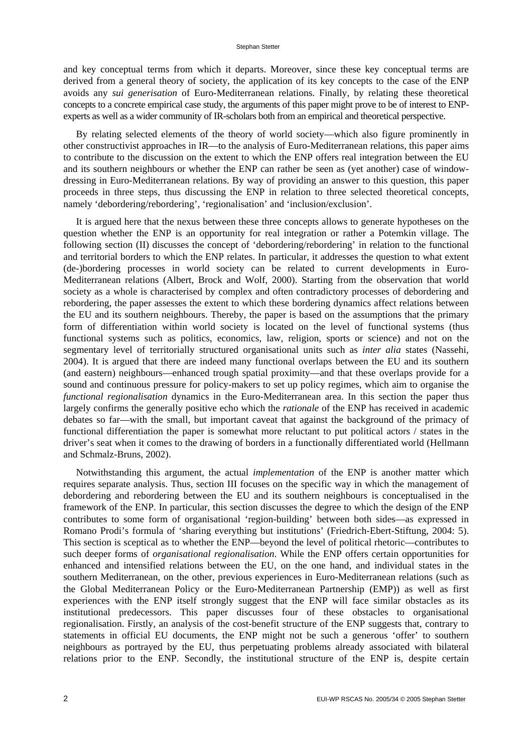and key conceptual terms from which it departs. Moreover, since these key conceptual terms are derived from a general theory of society, the application of its key concepts to the case of the ENP avoids any *sui generisation* of Euro-Mediterranean relations. Finally, by relating these theoretical concepts to a concrete empirical case study, the arguments of this paper might prove to be of interest to ENP-experts as well as a wider community of IR-scholars both from an empirical and theoretical perspective.

By relating selected elements of the theory of world society—which also figure prominently in other constructivist approaches in IR—to the analysis of Euro-Mediterranean relations, this paper aims to contribute to the discussion on the extent to which the ENP offers real integration between the EU and its southern neighbours or whether the ENP can rather be seen as (yet another) case of window-dressing in Euro-Mediterranean relations. By way of providing an answer to this question, this paper proceeds in three steps, thus discussing the ENP in relation to three selected theoretical concepts, namely 'debordering/rebordering', 'regionalisation' and 'inclusion/exclusion'.

It is argued here that the nexus between these three concepts allows to generate hypotheses on the question whether the ENP is an opportunity for real integration or rather a Potemkin village. The following section (II) discusses the concept of 'debordering/rebordering' in relation to the functional and territorial borders to which the ENP relates. In particular, it addresses the question to what extent (de-)bordering processes in world society can be related to current developments in Euro-Mediterranean relations (Albert, Brock and Wolf, 2000). Starting from the observation that world society as a whole is characterised by complex and often contradictory processes of debordering and rebordering, the paper assesses the extent to which these bordering dynamics affect relations between the EU and its southern neighbours. Thereby, the paper is based on the assumptions that the primary form of differentiation within world society is located on the level of functional systems (thus functional systems such as politics, economics, law, religion, sports or science) and not on the segmentary level of territorially structured organisational units such as *inter alia* states (Nassehi, 2004). It is argued that there are indeed many functional overlaps between the EU and its southern (and eastern) neighbours—enhanced trough spatial proximity—and that these overlaps provide for a sound and continuous pressure for policy-makers to set up policy regimes, which aim to organise the *functional regionalisation* dynamics in the Euro-Mediterranean area. In this section the paper thus largely confirms the generally positive echo which the *rationale* of the ENP has received in academic debates so far—with the small, but important caveat that against the background of the primacy of functional differentiation the paper is somewhat more reluctant to put political actors / states in the driver's seat when it comes to the drawing of borders in a functionally differentiated world (Hellmann and Schmalz-Bruns, 2002).

Notwithstanding this argument, the actual *implementation* of the ENP is another matter which requires separate analysis. Thus, section III focuses on the specific way in which the management of debordering and rebordering between the EU and its southern neighbours is conceptualised in the framework of the ENP. In particular, this section discusses the degree to which the design of the ENP contributes to some form of organisational 'region-building' between both sides—as expressed in Romano Prodi's formula of 'sharing everything but institutions' (Friedrich-Ebert-Stiftung, 2004: 5). This section is sceptical as to whether the ENP—beyond the level of political rhetoric—contributes to such deeper forms of *organisational regionalisation*. While the ENP offers certain opportunities for enhanced and intensified relations between the EU, on the one hand, and individual states in the southern Mediterranean, on the other, previous experiences in Euro-Mediterranean relations (such as the Global Mediterranean Policy or the Euro-Mediterranean Partnership (EMP)) as well as first experiences with the ENP itself strongly suggest that the ENP will face similar obstacles as its institutional predecessors. This paper discusses four of these obstacles to organisational regionalisation. Firstly, an analysis of the cost-benefit structure of the ENP suggests that, contrary to statements in official EU documents, the ENP might not be such a generous 'offer' to southern neighbours as portrayed by the EU, thus perpetuating problems already associated with bilateral relations prior to the ENP. Secondly, the institutional structure of the ENP is, despite certain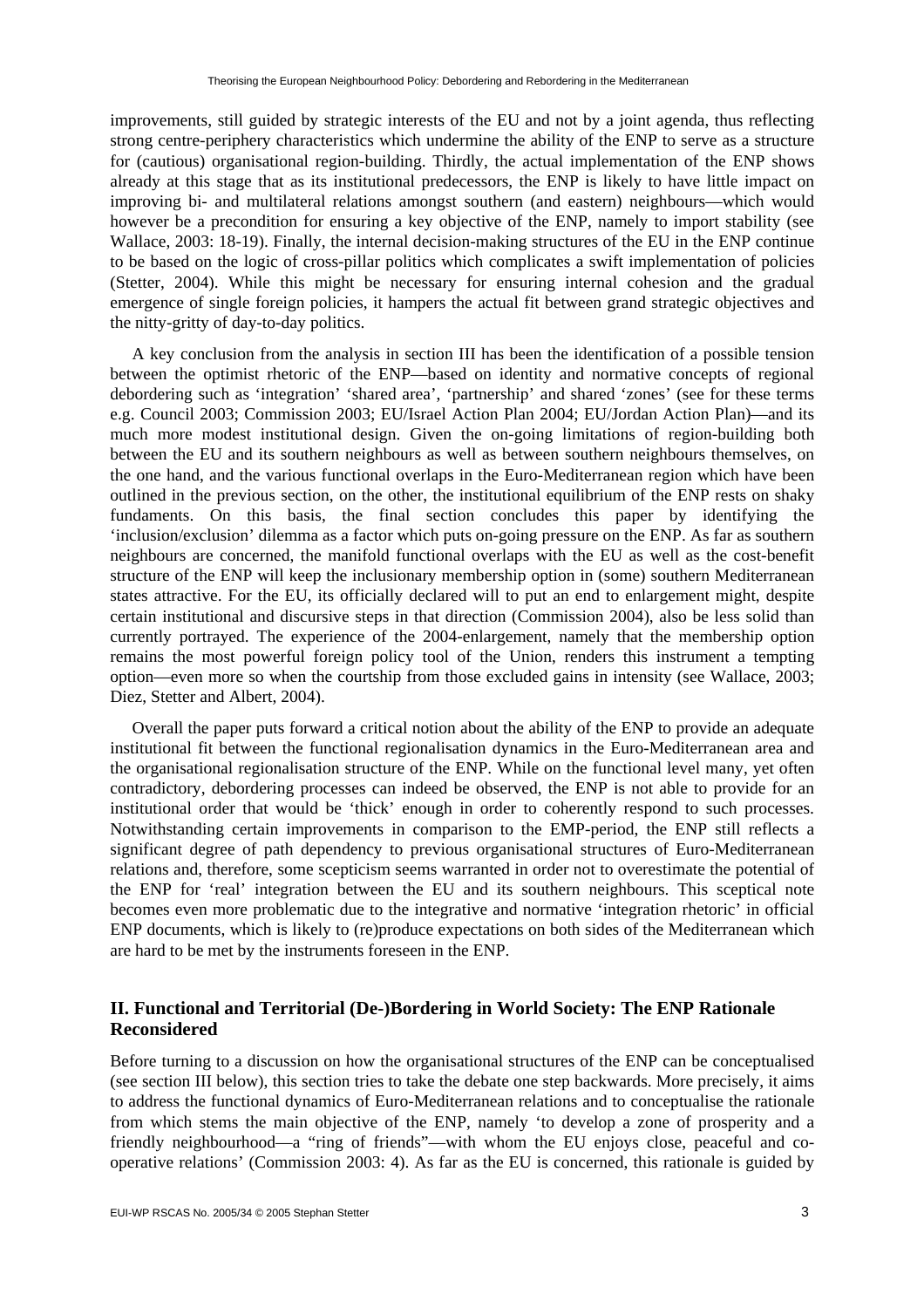improvements, still guided by strategic interests of the EU and not by a joint agenda, thus reflecting strong centre-periphery characteristics which undermine the ability of the ENP to serve as a structure for (cautious) organisational region-building. Thirdly, the actual implementation of the ENP shows already at this stage that as its institutional predecessors, the ENP is likely to have little impact on improving bi- and multilateral relations amongst southern (and eastern) neighbours—which would however be a precondition for ensuring a key objective of the ENP, namely to import stability (see Wallace, 2003: 18-19). Finally, the internal decision-making structures of the EU in the ENP continue to be based on the logic of cross-pillar politics which complicates a swift implementation of policies (Stetter, 2004). While this might be necessary for ensuring internal cohesion and the gradual emergence of single foreign policies, it hampers the actual fit between grand strategic objectives and the nitty-gritty of day-to-day politics.

A key conclusion from the analysis in section III has been the identification of a possible tension between the optimist rhetoric of the ENP—based on identity and normative concepts of regional debordering such as 'integration' 'shared area', 'partnership' and shared 'zones' (see for these terms e.g. Council 2003; Commission 2003; EU/Israel Action Plan 2004; EU/Jordan Action Plan)—and its much more modest institutional design. Given the on-going limitations of region-building both between the EU and its southern neighbours as well as between southern neighbours themselves, on the one hand, and the various functional overlaps in the Euro-Mediterranean region which have been outlined in the previous section, on the other, the institutional equilibrium of the ENP rests on shaky fundaments. On this basis, the final section concludes this paper by identifying the 'inclusion/exclusion' dilemma as a factor which puts on-going pressure on the ENP. As far as southern neighbours are concerned, the manifold functional overlaps with the EU as well as the cost-benefit structure of the ENP will keep the inclusionary membership option in (some) southern Mediterranean states attractive. For the EU, its officially declared will to put an end to enlargement might, despite certain institutional and discursive steps in that direction (Commission 2004), also be less solid than currently portrayed. The experience of the 2004-enlargement, namely that the membership option remains the most powerful foreign policy tool of the Union, renders this instrument a tempting option—even more so when the courtship from those excluded gains in intensity (see Wallace, 2003; Diez, Stetter and Albert, 2004).

Overall the paper puts forward a critical notion about the ability of the ENP to provide an adequate institutional fit between the functional regionalisation dynamics in the Euro-Mediterranean area and the organisational regionalisation structure of the ENP. While on the functional level many, yet often contradictory, debordering processes can indeed be observed, the ENP is not able to provide for an institutional order that would be 'thick' enough in order to coherently respond to such processes. Notwithstanding certain improvements in comparison to the EMP-period, the ENP still reflects a significant degree of path dependency to previous organisational structures of Euro-Mediterranean relations and, therefore, some scepticism seems warranted in order not to overestimate the potential of the ENP for 'real' integration between the EU and its southern neighbours. This sceptical note becomes even more problematic due to the integrative and normative 'integration rhetoric' in official ENP documents, which is likely to (re)produce expectations on both sides of the Mediterranean which are hard to be met by the instruments foreseen in the ENP.

## II. Functional and Territorial (De-)Bordering in World Society: The ENP Rationale Reconsidered

Before turning to a discussion on how the organisational structures of the ENP can be conceptualised (see section III below), this section tries to take the debate one step backwards. More precisely, it aims to address the functional dynamics of Euro-Mediterranean relations and to conceptualise the rationale from which stems the main objective of the ENP, namely 'to develop a zone of prosperity and a friendly neighbourhood—a "ring of friends"—with whom the EU enjoys close, peaceful and co-operative relations' (Commission 2003: 4). As far as the EU is concerned, this rationale is guided by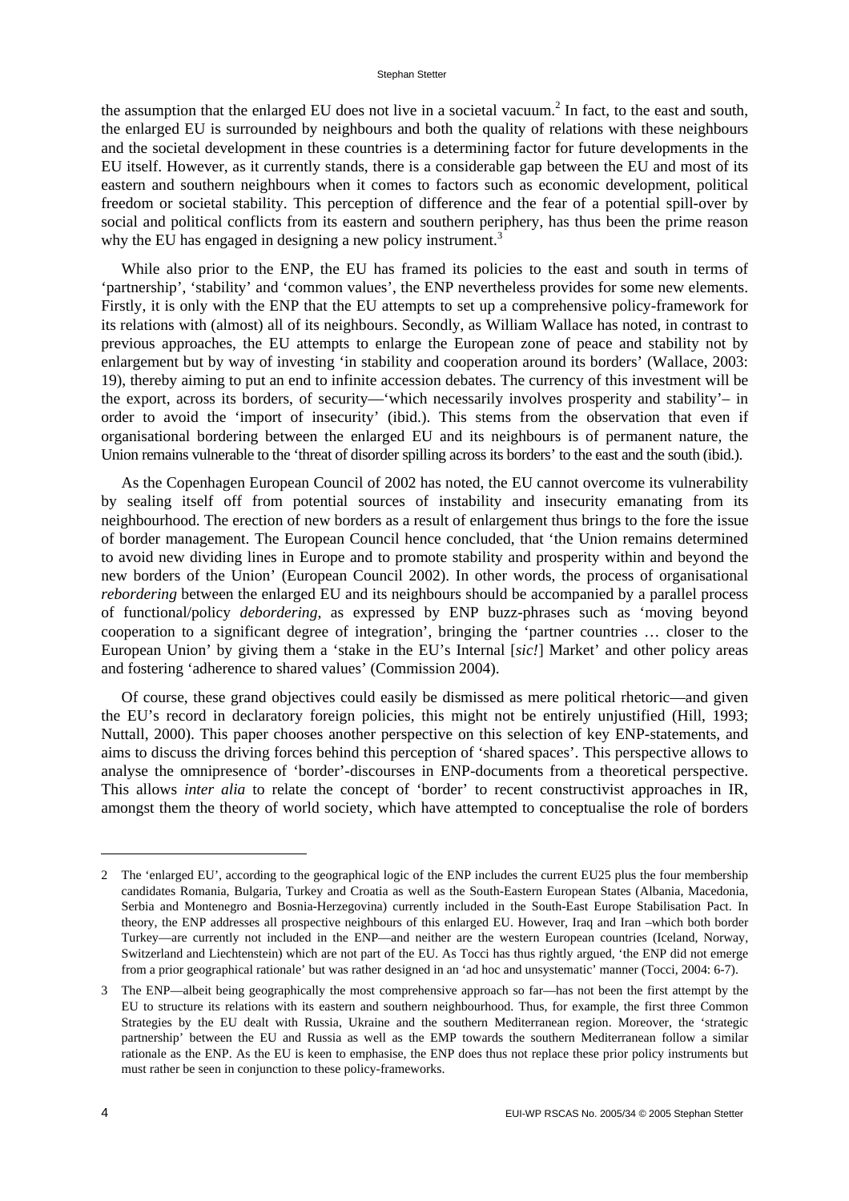the assumption that the enlarged EU does not live in a societal vacuum.[2] In fact, to the east and south, the enlarged EU is surrounded by neighbours and both the quality of relations with these neighbours and the societal development in these countries is a determining factor for future developments in the EU itself. However, as it currently stands, there is a considerable gap between the EU and most of its eastern and southern neighbours when it comes to factors such as economic development, political freedom or societal stability. This perception of difference and the fear of a potential spill-over by social and political conflicts from its eastern and southern periphery, has thus been the prime reason why the EU has engaged in designing a new policy instrument.[3]

While also prior to the ENP, the EU has framed its policies to the east and south in terms of 'partnership', 'stability' and 'common values', the ENP nevertheless provides for some new elements. Firstly, it is only with the ENP that the EU attempts to set up a comprehensive policy-framework for its relations with (almost) all of its neighbours. Secondly, as William Wallace has noted, in contrast to previous approaches, the EU attempts to enlarge the European zone of peace and stability not by enlargement but by way of investing 'in stability and cooperation around its borders' (Wallace, 2003: 19), thereby aiming to put an end to infinite accession debates. The currency of this investment will be the export, across its borders, of security—'which necessarily involves prosperity and stability'– in order to avoid the 'import of insecurity' (ibid.). This stems from the observation that even if organisational bordering between the enlarged EU and its neighbours is of permanent nature, the Union remains vulnerable to the 'threat of disorder spilling across its borders' to the east and the south (ibid.).

As the Copenhagen European Council of 2002 has noted, the EU cannot overcome its vulnerability by sealing itself off from potential sources of instability and insecurity emanating from its neighbourhood. The erection of new borders as a result of enlargement thus brings to the fore the issue of border management. The European Council hence concluded, that 'the Union remains determined to avoid new dividing lines in Europe and to promote stability and prosperity within and beyond the new borders of the Union' (European Council 2002). In other words, the process of organisational *rebordering* between the enlarged EU and its neighbours should be accompanied by a parallel process of functional/policy *debordering*, as expressed by ENP buzz-phrases such as 'moving beyond cooperation to a significant degree of integration', bringing the 'partner countries … closer to the European Union' by giving them a 'stake in the EU's Internal [*sic!*] Market' and other policy areas and fostering 'adherence to shared values' (Commission 2004).

Of course, these grand objectives could easily be dismissed as mere political rhetoric—and given the EU's record in declaratory foreign policies, this might not be entirely unjustified (Hill, 1993; Nuttall, 2000). This paper chooses another perspective on this selection of key ENP-statements, and aims to discuss the driving forces behind this perception of 'shared spaces'. This perspective allows to analyse the omnipresence of 'border'-discourses in ENP-documents from a theoretical perspective. This allows *inter alia* to relate the concept of 'border' to recent constructivist approaches in IR, amongst them the theory of world society, which have attempted to conceptualise the role of borders

---

2 The 'enlarged EU', according to the geographical logic of the ENP includes the current EU25 plus the four membership candidates Romania, Bulgaria, Turkey and Croatia as well as the South-Eastern European States (Albania, Macedonia, Serbia and Montenegro and Bosnia-Herzegovina) currently included in the South-East Europe Stabilisation Pact. In theory, the ENP addresses all prospective neighbours of this enlarged EU. However, Iraq and Iran –which both border Turkey—are currently not included in the ENP—and neither are the western European countries (Iceland, Norway, Switzerland and Liechtenstein) which are not part of the EU. As Tocci has thus rightly argued, 'the ENP did not emerge from a prior geographical rationale' but was rather designed in an 'ad hoc and unsystematic' manner (Tocci, 2004: 6-7).

3 The ENP—albeit being geographically the most comprehensive approach so far—has not been the first attempt by the EU to structure its relations with its eastern and southern neighbourhood. Thus, for example, the first three Common Strategies by the EU dealt with Russia, Ukraine and the southern Mediterranean region. Moreover, the 'strategic partnership' between the EU and Russia as well as the EMP towards the southern Mediterranean follow a similar rationale as the ENP. As the EU is keen to emphasise, the ENP does thus not replace these prior policy instruments but must rather be seen in conjunction to these policy-frameworks.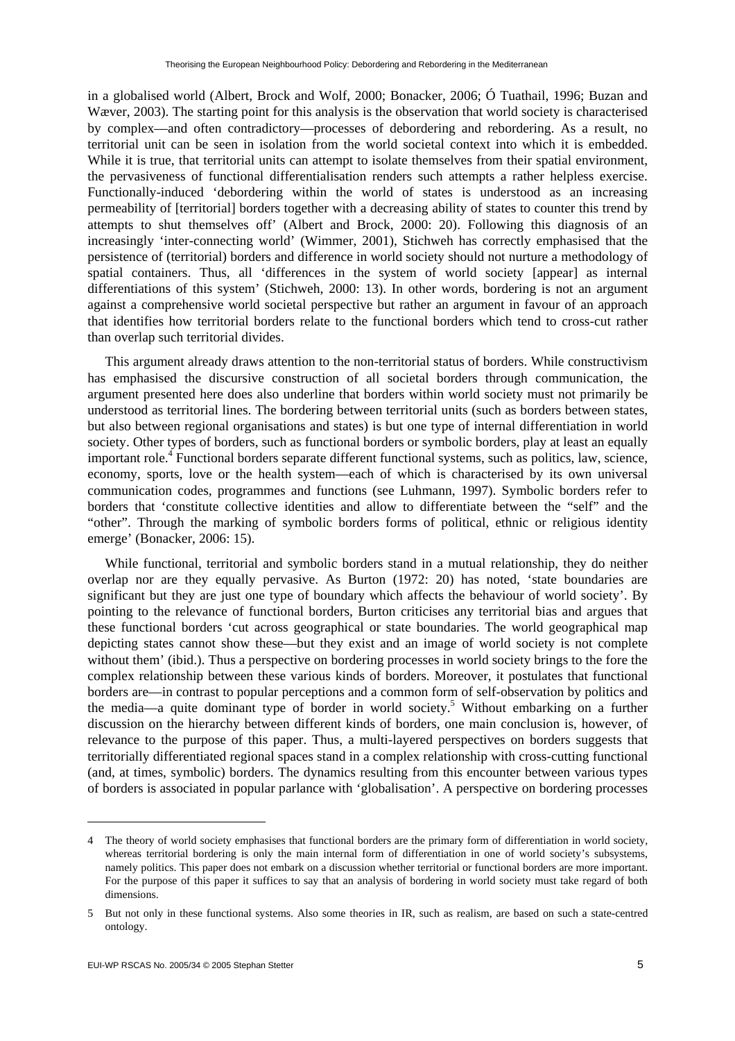in a globalised world (Albert, Brock and Wolf, 2000; Bonacker, 2006; Ó Tuathail, 1996; Buzan and Wæver, 2003). The starting point for this analysis is the observation that world society is characterised by complex—and often contradictory—processes of debordering and rebordering. As a result, no territorial unit can be seen in isolation from the world societal context into which it is embedded. While it is true, that territorial units can attempt to isolate themselves from their spatial environment, the pervasiveness of functional differentialisation renders such attempts a rather helpless exercise. Functionally-induced 'debordering within the world of states is understood as an increasing permeability of [territorial] borders together with a decreasing ability of states to counter this trend by attempts to shut themselves off' (Albert and Brock, 2000: 20). Following this diagnosis of an increasingly 'inter-connecting world' (Wimmer, 2001), Stichweh has correctly emphasised that the persistence of (territorial) borders and difference in world society should not nurture a methodology of spatial containers. Thus, all 'differences in the system of world society [appear] as internal differentiations of this system' (Stichweh, 2000: 13). In other words, bordering is not an argument against a comprehensive world societal perspective but rather an argument in favour of an approach that identifies how territorial borders relate to the functional borders which tend to cross-cut rather than overlap such territorial divides.

This argument already draws attention to the non-territorial status of borders. While constructivism has emphasised the discursive construction of all societal borders through communication, the argument presented here does also underline that borders within world society must not primarily be understood as territorial lines. The bordering between territorial units (such as borders between states, but also between regional organisations and states) is but one type of internal differentiation in world society. Other types of borders, such as functional borders or symbolic borders, play at least an equally important role.[4] Functional borders separate different functional systems, such as politics, law, science, economy, sports, love or the health system—each of which is characterised by its own universal communication codes, programmes and functions (see Luhmann, 1997). Symbolic borders refer to borders that 'constitute collective identities and allow to differentiate between the "self" and the "other". Through the marking of symbolic borders forms of political, ethnic or religious identity emerge' (Bonacker, 2006: 15).

While functional, territorial and symbolic borders stand in a mutual relationship, they do neither overlap nor are they equally pervasive. As Burton (1972: 20) has noted, 'state boundaries are significant but they are just one type of boundary which affects the behaviour of world society'. By pointing to the relevance of functional borders, Burton criticises any territorial bias and argues that these functional borders 'cut across geographical or state boundaries. The world geographical map depicting states cannot show these—but they exist and an image of world society is not complete without them' (ibid.). Thus a perspective on bordering processes in world society brings to the fore the complex relationship between these various kinds of borders. Moreover, it postulates that functional borders are—in contrast to popular perceptions and a common form of self-observation by politics and the media—a quite dominant type of border in world society.[5] Without embarking on a further discussion on the hierarchy between different kinds of borders, one main conclusion is, however, of relevance to the purpose of this paper. Thus, a multi-layered perspectives on borders suggests that territorially differentiated regional spaces stand in a complex relationship with cross-cutting functional (and, at times, symbolic) borders. The dynamics resulting from this encounter between various types of borders is associated in popular parlance with 'globalisation'. A perspective on bordering processes

---

4 The theory of world society emphasises that functional borders are the primary form of differentiation in world society, whereas territorial bordering is only the main internal form of differentiation in one of world society's subsystems, namely politics. This paper does not embark on a discussion whether territorial or functional borders are more important. For the purpose of this paper it suffices to say that an analysis of bordering in world society must take regard of both dimensions.

5 But not only in these functional systems. Also some theories in IR, such as realism, are based on such a state-centred ontology.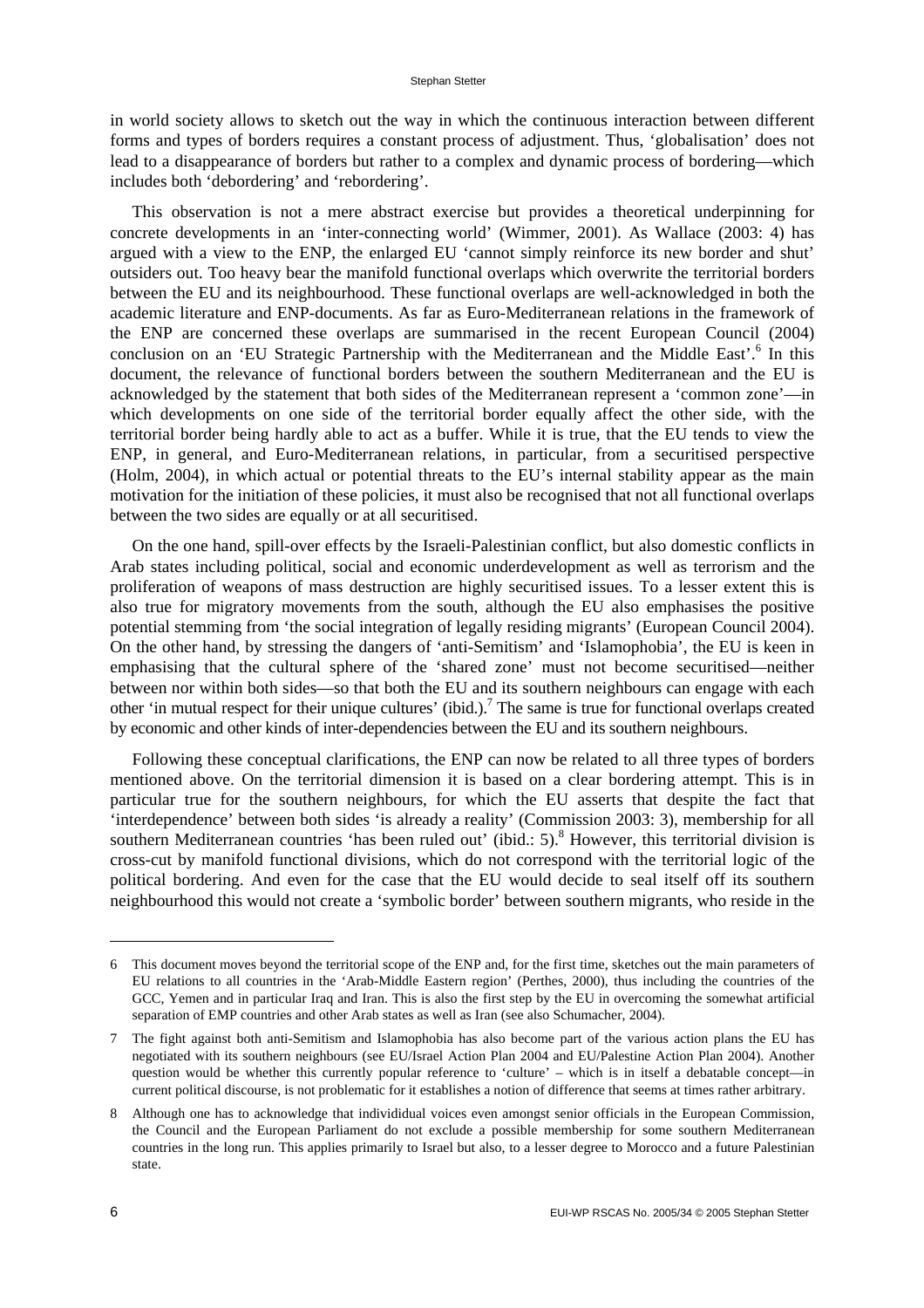in world society allows to sketch out the way in which the continuous interaction between different forms and types of borders requires a constant process of adjustment. Thus, 'globalisation' does not lead to a disappearance of borders but rather to a complex and dynamic process of bordering—which includes both 'debordering' and 'rebordering'.

This observation is not a mere abstract exercise but provides a theoretical underpinning for concrete developments in an 'inter-connecting world' (Wimmer, 2001). As Wallace (2003: 4) has argued with a view to the ENP, the enlarged EU 'cannot simply reinforce its new border and shut' outsiders out. Too heavy bear the manifold functional overlaps which overwrite the territorial borders between the EU and its neighbourhood. These functional overlaps are well-acknowledged in both the academic literature and ENP-documents. As far as Euro-Mediterranean relations in the framework of the ENP are concerned these overlaps are summarised in the recent European Council (2004) conclusion on an 'EU Strategic Partnership with the Mediterranean and the Middle East'.[6] In this document, the relevance of functional borders between the southern Mediterranean and the EU is acknowledged by the statement that both sides of the Mediterranean represent a 'common zone'—in which developments on one side of the territorial border equally affect the other side, with the territorial border being hardly able to act as a buffer. While it is true, that the EU tends to view the ENP, in general, and Euro-Mediterranean relations, in particular, from a securitised perspective (Holm, 2004), in which actual or potential threats to the EU's internal stability appear as the main motivation for the initiation of these policies, it must also be recognised that not all functional overlaps between the two sides are equally or at all securitised.

On the one hand, spill-over effects by the Israeli-Palestinian conflict, but also domestic conflicts in Arab states including political, social and economic underdevelopment as well as terrorism and the proliferation of weapons of mass destruction are highly securitised issues. To a lesser extent this is also true for migratory movements from the south, although the EU also emphasises the positive potential stemming from 'the social integration of legally residing migrants' (European Council 2004). On the other hand, by stressing the dangers of 'anti-Semitism' and 'Islamophobia', the EU is keen in emphasising that the cultural sphere of the 'shared zone' must not become securitised—neither between nor within both sides—so that both the EU and its southern neighbours can engage with each other 'in mutual respect for their unique cultures' (ibid.).[7] The same is true for functional overlaps created by economic and other kinds of inter-dependencies between the EU and its southern neighbours.

Following these conceptual clarifications, the ENP can now be related to all three types of borders mentioned above. On the territorial dimension it is based on a clear bordering attempt. This is in particular true for the southern neighbours, for which the EU asserts that despite the fact that 'interdependence' between both sides 'is already a reality' (Commission 2003: 3), membership for all southern Mediterranean countries 'has been ruled out' (ibid.: 5).[8] However, this territorial division is cross-cut by manifold functional divisions, which do not correspond with the territorial logic of the political bordering. And even for the case that the EU would decide to seal itself off its southern neighbourhood this would not create a 'symbolic border' between southern migrants, who reside in the

---

6 This document moves beyond the territorial scope of the ENP and, for the first time, sketches out the main parameters of EU relations to all countries in the 'Arab-Middle Eastern region' (Perthes, 2000), thus including the countries of the GCC, Yemen and in particular Iraq and Iran. This is also the first step by the EU in overcoming the somewhat artificial separation of EMP countries and other Arab states as well as Iran (see also Schumacher, 2004).

7 The fight against both anti-Semitism and Islamophobia has also become part of the various action plans the EU has negotiated with its southern neighbours (see EU/Israel Action Plan 2004 and EU/Palestine Action Plan 2004). Another question would be whether this currently popular reference to 'culture' – which is in itself a debatable concept—in current political discourse, is not problematic for it establishes a notion of difference that seems at times rather arbitrary.

8 Although one has to acknowledge that individidual voices even amongst senior officials in the European Commission, the Council and the European Parliament do not exclude a possible membership for some southern Mediterranean countries in the long run. This applies primarily to Israel but also, to a lesser degree to Morocco and a future Palestinian state.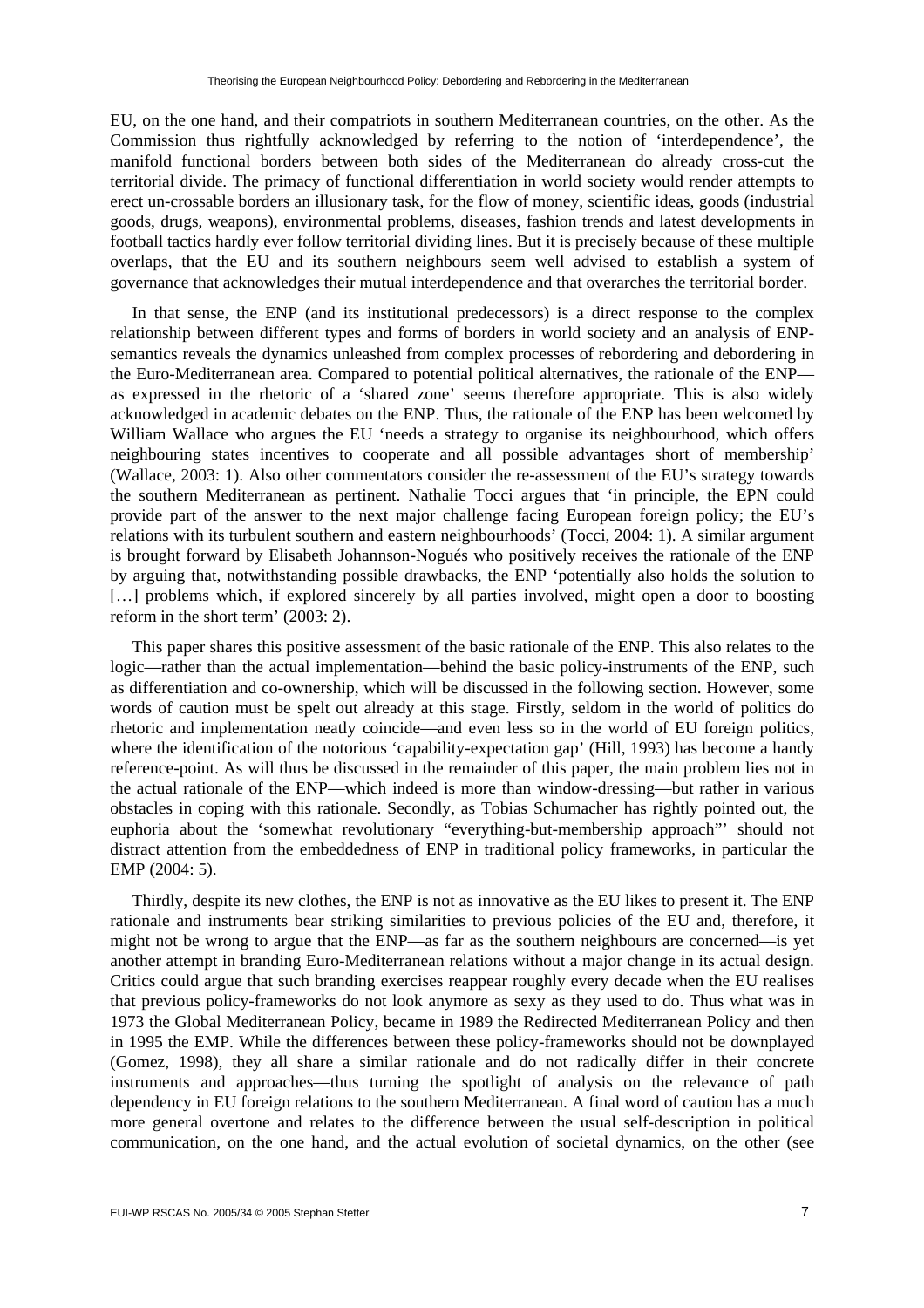EU, on the one hand, and their compatriots in southern Mediterranean countries, on the other. As the Commission thus rightfully acknowledged by referring to the notion of 'interdependence', the manifold functional borders between both sides of the Mediterranean do already cross-cut the territorial divide. The primacy of functional differentiation in world society would render attempts to erect un-crossable borders an illusionary task, for the flow of money, scientific ideas, goods (industrial goods, drugs, weapons), environmental problems, diseases, fashion trends and latest developments in football tactics hardly ever follow territorial dividing lines. But it is precisely because of these multiple overlaps, that the EU and its southern neighbours seem well advised to establish a system of governance that acknowledges their mutual interdependence and that overarches the territorial border.

In that sense, the ENP (and its institutional predecessors) is a direct response to the complex relationship between different types and forms of borders in world society and an analysis of ENP-semantics reveals the dynamics unleashed from complex processes of rebordering and debordering in the Euro-Mediterranean area. Compared to potential political alternatives, the rationale of the ENP—as expressed in the rhetoric of a 'shared zone' seems therefore appropriate. This is also widely acknowledged in academic debates on the ENP. Thus, the rationale of the ENP has been welcomed by William Wallace who argues the EU 'needs a strategy to organise its neighbourhood, which offers neighbouring states incentives to cooperate and all possible advantages short of membership' (Wallace, 2003: 1). Also other commentators consider the re-assessment of the EU's strategy towards the southern Mediterranean as pertinent. Nathalie Tocci argues that 'in principle, the EPN could provide part of the answer to the next major challenge facing European foreign policy; the EU's relations with its turbulent southern and eastern neighbourhoods' (Tocci, 2004: 1). A similar argument is brought forward by Elisabeth Johannson-Nogués who positively receives the rationale of the ENP by arguing that, notwithstanding possible drawbacks, the ENP 'potentially also holds the solution to […] problems which, if explored sincerely by all parties involved, might open a door to boosting reform in the short term' (2003: 2).

This paper shares this positive assessment of the basic rationale of the ENP. This also relates to the logic—rather than the actual implementation—behind the basic policy-instruments of the ENP, such as differentiation and co-ownership, which will be discussed in the following section. However, some words of caution must be spelt out already at this stage. Firstly, seldom in the world of politics do rhetoric and implementation neatly coincide—and even less so in the world of EU foreign politics, where the identification of the notorious 'capability-expectation gap' (Hill, 1993) has become a handy reference-point. As will thus be discussed in the remainder of this paper, the main problem lies not in the actual rationale of the ENP—which indeed is more than window-dressing—but rather in various obstacles in coping with this rationale. Secondly, as Tobias Schumacher has rightly pointed out, the euphoria about the 'somewhat revolutionary "everything-but-membership approach"' should not distract attention from the embeddedness of ENP in traditional policy frameworks, in particular the EMP (2004: 5).

Thirdly, despite its new clothes, the ENP is not as innovative as the EU likes to present it. The ENP rationale and instruments bear striking similarities to previous policies of the EU and, therefore, it might not be wrong to argue that the ENP—as far as the southern neighbours are concerned—is yet another attempt in branding Euro-Mediterranean relations without a major change in its actual design. Critics could argue that such branding exercises reappear roughly every decade when the EU realises that previous policy-frameworks do not look anymore as sexy as they used to do. Thus what was in 1973 the Global Mediterranean Policy, became in 1989 the Redirected Mediterranean Policy and then in 1995 the EMP. While the differences between these policy-frameworks should not be downplayed (Gomez, 1998), they all share a similar rationale and do not radically differ in their concrete instruments and approaches—thus turning the spotlight of analysis on the relevance of path dependency in EU foreign relations to the southern Mediterranean. A final word of caution has a much more general overtone and relates to the difference between the usual self-description in political communication, on the one hand, and the actual evolution of societal dynamics, on the other (see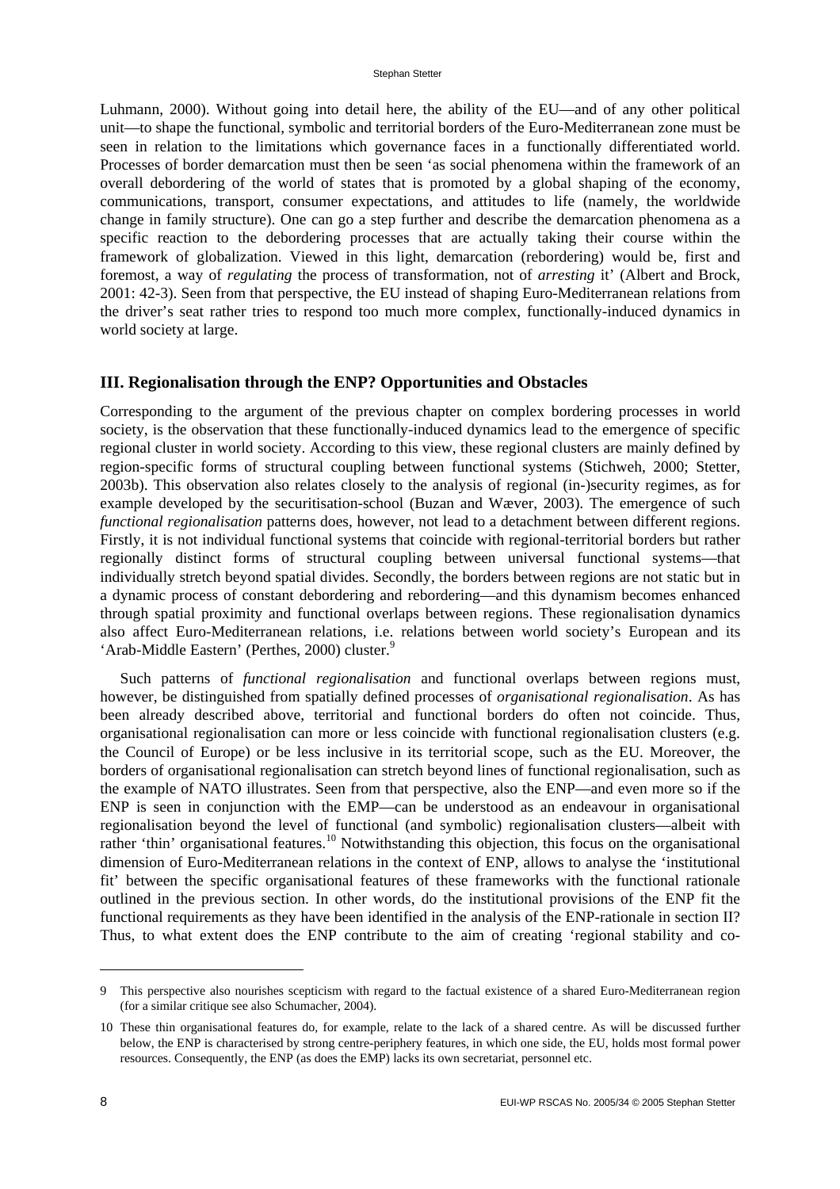Luhmann, 2000). Without going into detail here, the ability of the EU—and of any other political unit—to shape the functional, symbolic and territorial borders of the Euro-Mediterranean zone must be seen in relation to the limitations which governance faces in a functionally differentiated world. Processes of border demarcation must then be seen 'as social phenomena within the framework of an overall debordering of the world of states that is promoted by a global shaping of the economy, communications, transport, consumer expectations, and attitudes to life (namely, the worldwide change in family structure). One can go a step further and describe the demarcation phenomena as a specific reaction to the debordering processes that are actually taking their course within the framework of globalization. Viewed in this light, demarcation (rebordering) would be, first and foremost, a way of *regulating* the process of transformation, not of *arresting* it' (Albert and Brock, 2001: 42-3). Seen from that perspective, the EU instead of shaping Euro-Mediterranean relations from the driver's seat rather tries to respond too much more complex, functionally-induced dynamics in world society at large.

## III. Regionalisation through the ENP? Opportunities and Obstacles

Corresponding to the argument of the previous chapter on complex bordering processes in world society, is the observation that these functionally-induced dynamics lead to the emergence of specific regional cluster in world society. According to this view, these regional clusters are mainly defined by region-specific forms of structural coupling between functional systems (Stichweh, 2000; Stetter, 2003b). This observation also relates closely to the analysis of regional (in-)security regimes, as for example developed by the securitisation-school (Buzan and Wæver, 2003). The emergence of such *functional regionalisation* patterns does, however, not lead to a detachment between different regions. Firstly, it is not individual functional systems that coincide with regional-territorial borders but rather regionally distinct forms of structural coupling between universal functional systems—that individually stretch beyond spatial divides. Secondly, the borders between regions are not static but in a dynamic process of constant debordering and rebordering—and this dynamism becomes enhanced through spatial proximity and functional overlaps between regions. These regionalisation dynamics also affect Euro-Mediterranean relations, i.e. relations between world society's European and its 'Arab-Middle Eastern' (Perthes, 2000) cluster.[9]

Such patterns of *functional regionalisation* and functional overlaps between regions must, however, be distinguished from spatially defined processes of *organisational regionalisation*. As has been already described above, territorial and functional borders do often not coincide. Thus, organisational regionalisation can more or less coincide with functional regionalisation clusters (e.g. the Council of Europe) or be less inclusive in its territorial scope, such as the EU. Moreover, the borders of organisational regionalisation can stretch beyond lines of functional regionalisation, such as the example of NATO illustrates. Seen from that perspective, also the ENP—and even more so if the ENP is seen in conjunction with the EMP—can be understood as an endeavour in organisational regionalisation beyond the level of functional (and symbolic) regionalisation clusters—albeit with rather 'thin' organisational features.[10] Notwithstanding this objection, this focus on the organisational dimension of Euro-Mediterranean relations in the context of ENP, allows to analyse the 'institutional fit' between the specific organisational features of these frameworks with the functional rationale outlined in the previous section. In other words, do the institutional provisions of the ENP fit the functional requirements as they have been identified in the analysis of the ENP-rationale in section II? Thus, to what extent does the ENP contribute to the aim of creating 'regional stability and co-

---

9 This perspective also nourishes scepticism with regard to the factual existence of a shared Euro-Mediterranean region (for a similar critique see also Schumacher, 2004).

10 These thin organisational features do, for example, relate to the lack of a shared centre. As will be discussed further below, the ENP is characterised by strong centre-periphery features, in which one side, the EU, holds most formal power resources. Consequently, the ENP (as does the EMP) lacks its own secretariat, personnel etc.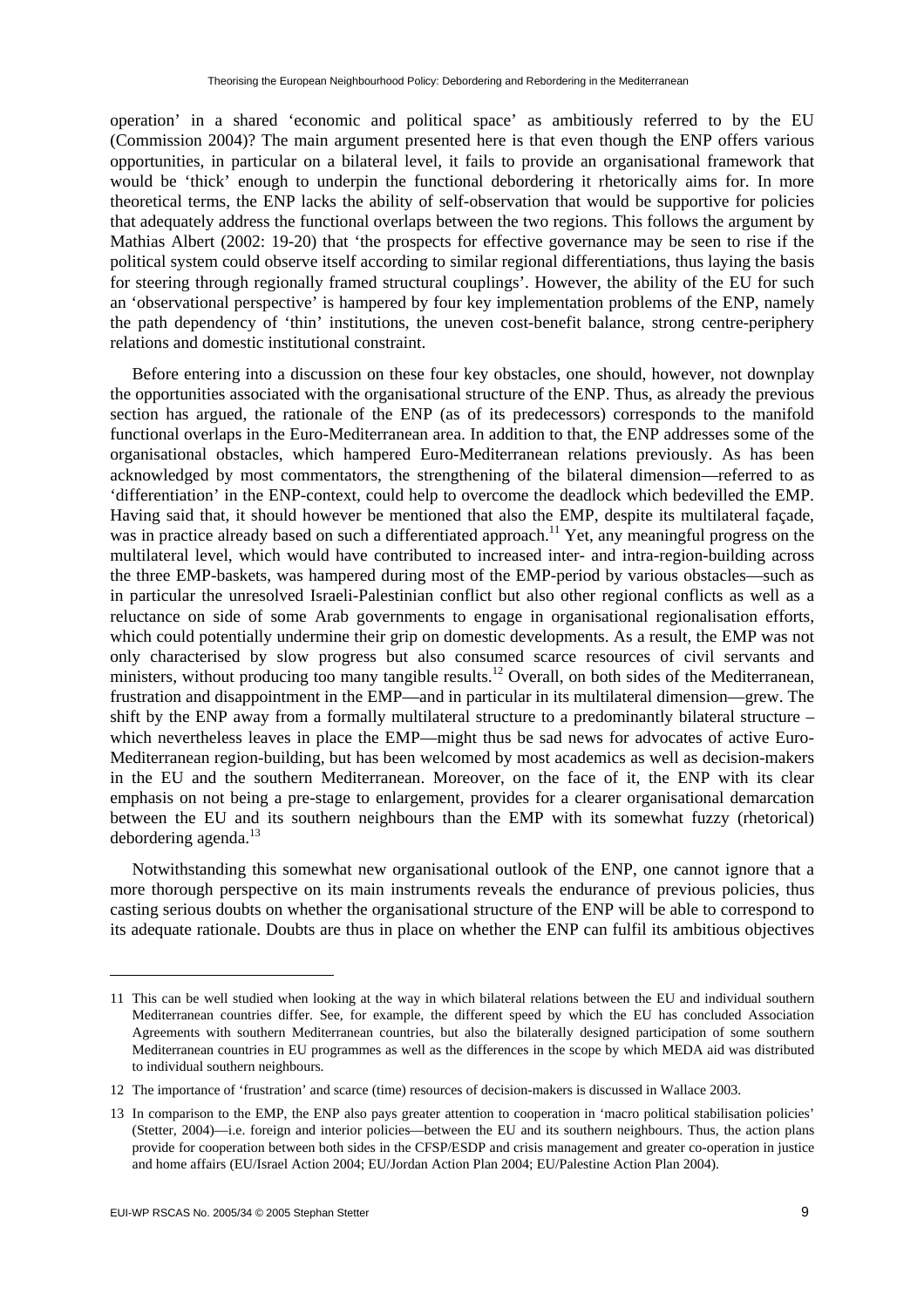operation' in a shared 'economic and political space' as ambitiously referred to by the EU (Commission 2004)? The main argument presented here is that even though the ENP offers various opportunities, in particular on a bilateral level, it fails to provide an organisational framework that would be 'thick' enough to underpin the functional debordering it rhetorically aims for. In more theoretical terms, the ENP lacks the ability of self-observation that would be supportive for policies that adequately address the functional overlaps between the two regions. This follows the argument by Mathias Albert (2002: 19-20) that 'the prospects for effective governance may be seen to rise if the political system could observe itself according to similar regional differentiations, thus laying the basis for steering through regionally framed structural couplings'. However, the ability of the EU for such an 'observational perspective' is hampered by four key implementation problems of the ENP, namely the path dependency of 'thin' institutions, the uneven cost-benefit balance, strong centre-periphery relations and domestic institutional constraint.

Before entering into a discussion on these four key obstacles, one should, however, not downplay the opportunities associated with the organisational structure of the ENP. Thus, as already the previous section has argued, the rationale of the ENP (as of its predecessors) corresponds to the manifold functional overlaps in the Euro-Mediterranean area. In addition to that, the ENP addresses some of the organisational obstacles, which hampered Euro-Mediterranean relations previously. As has been acknowledged by most commentators, the strengthening of the bilateral dimension—referred to as 'differentiation' in the ENP-context, could help to overcome the deadlock which bedevilled the EMP. Having said that, it should however be mentioned that also the EMP, despite its multilateral façade, was in practice already based on such a differentiated approach.[11] Yet, any meaningful progress on the multilateral level, which would have contributed to increased inter- and intra-region-building across the three EMP-baskets, was hampered during most of the EMP-period by various obstacles—such as in particular the unresolved Israeli-Palestinian conflict but also other regional conflicts as well as a reluctance on side of some Arab governments to engage in organisational regionalisation efforts, which could potentially undermine their grip on domestic developments. As a result, the EMP was not only characterised by slow progress but also consumed scarce resources of civil servants and ministers, without producing too many tangible results.[12] Overall, on both sides of the Mediterranean, frustration and disappointment in the EMP—and in particular in its multilateral dimension—grew. The shift by the ENP away from a formally multilateral structure to a predominantly bilateral structure – which nevertheless leaves in place the EMP—might thus be sad news for advocates of active Euro-Mediterranean region-building, but has been welcomed by most academics as well as decision-makers in the EU and the southern Mediterranean. Moreover, on the face of it, the ENP with its clear emphasis on not being a pre-stage to enlargement, provides for a clearer organisational demarcation between the EU and its southern neighbours than the EMP with its somewhat fuzzy (rhetorical) debordering agenda.[13]

Notwithstanding this somewhat new organisational outlook of the ENP, one cannot ignore that a more thorough perspective on its main instruments reveals the endurance of previous policies, thus casting serious doubts on whether the organisational structure of the ENP will be able to correspond to its adequate rationale. Doubts are thus in place on whether the ENP can fulfil its ambitious objectives

---

11 This can be well studied when looking at the way in which bilateral relations between the EU and individual southern Mediterranean countries differ. See, for example, the different speed by which the EU has concluded Association Agreements with southern Mediterranean countries, but also the bilaterally designed participation of some southern Mediterranean countries in EU programmes as well as the differences in the scope by which MEDA aid was distributed to individual southern neighbours.

12 The importance of 'frustration' and scarce (time) resources of decision-makers is discussed in Wallace 2003.

13 In comparison to the EMP, the ENP also pays greater attention to cooperation in 'macro political stabilisation policies' (Stetter, 2004)—i.e. foreign and interior policies—between the EU and its southern neighbours. Thus, the action plans provide for cooperation between both sides in the CFSP/ESDP and crisis management and greater co-operation in justice and home affairs (EU/Israel Action 2004; EU/Jordan Action Plan 2004; EU/Palestine Action Plan 2004).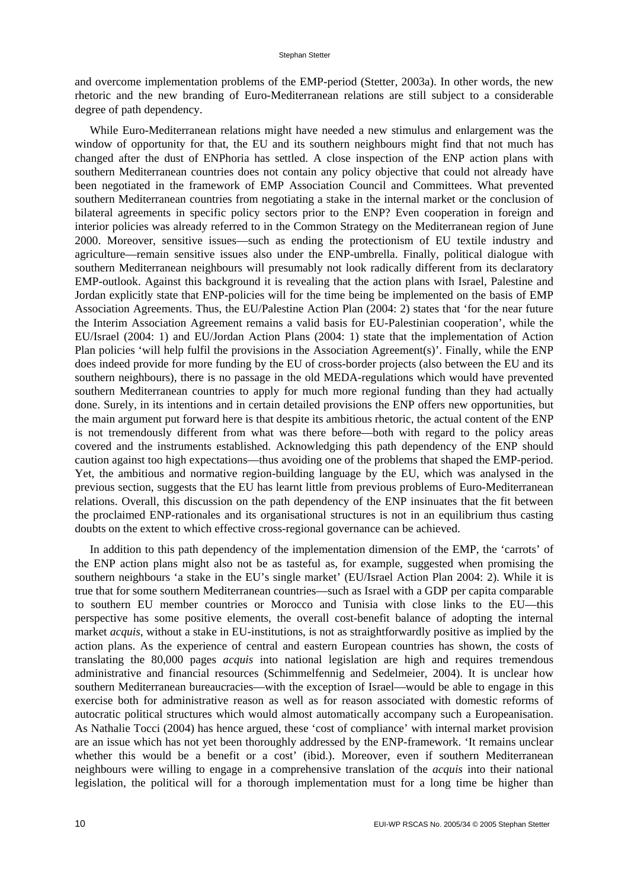and overcome implementation problems of the EMP-period (Stetter, 2003a). In other words, the new rhetoric and the new branding of Euro-Mediterranean relations are still subject to a considerable degree of path dependency.

While Euro-Mediterranean relations might have needed a new stimulus and enlargement was the window of opportunity for that, the EU and its southern neighbours might find that not much has changed after the dust of ENPhoria has settled. A close inspection of the ENP action plans with southern Mediterranean countries does not contain any policy objective that could not already have been negotiated in the framework of EMP Association Council and Committees. What prevented southern Mediterranean countries from negotiating a stake in the internal market or the conclusion of bilateral agreements in specific policy sectors prior to the ENP? Even cooperation in foreign and interior policies was already referred to in the Common Strategy on the Mediterranean region of June 2000. Moreover, sensitive issues—such as ending the protectionism of EU textile industry and agriculture—remain sensitive issues also under the ENP-umbrella. Finally, political dialogue with southern Mediterranean neighbours will presumably not look radically different from its declaratory EMP-outlook. Against this background it is revealing that the action plans with Israel, Palestine and Jordan explicitly state that ENP-policies will for the time being be implemented on the basis of EMP Association Agreements. Thus, the EU/Palestine Action Plan (2004: 2) states that 'for the near future the Interim Association Agreement remains a valid basis for EU-Palestinian cooperation', while the EU/Israel (2004: 1) and EU/Jordan Action Plans (2004: 1) state that the implementation of Action Plan policies 'will help fulfil the provisions in the Association Agreement(s)'. Finally, while the ENP does indeed provide for more funding by the EU of cross-border projects (also between the EU and its southern neighbours), there is no passage in the old MEDA-regulations which would have prevented southern Mediterranean countries to apply for much more regional funding than they had actually done. Surely, in its intentions and in certain detailed provisions the ENP offers new opportunities, but the main argument put forward here is that despite its ambitious rhetoric, the actual content of the ENP is not tremendously different from what was there before—both with regard to the policy areas covered and the instruments established. Acknowledging this path dependency of the ENP should caution against too high expectations—thus avoiding one of the problems that shaped the EMP-period. Yet, the ambitious and normative region-building language by the EU, which was analysed in the previous section, suggests that the EU has learnt little from previous problems of Euro-Mediterranean relations. Overall, this discussion on the path dependency of the ENP insinuates that the fit between the proclaimed ENP-rationales and its organisational structures is not in an equilibrium thus casting doubts on the extent to which effective cross-regional governance can be achieved.

In addition to this path dependency of the implementation dimension of the EMP, the 'carrots' of the ENP action plans might also not be as tasteful as, for example, suggested when promising the southern neighbours 'a stake in the EU's single market' (EU/Israel Action Plan 2004: 2). While it is true that for some southern Mediterranean countries—such as Israel with a GDP per capita comparable to southern EU member countries or Morocco and Tunisia with close links to the EU—this perspective has some positive elements, the overall cost-benefit balance of adopting the internal market *acquis*, without a stake in EU-institutions, is not as straightforwardly positive as implied by the action plans. As the experience of central and eastern European countries has shown, the costs of translating the 80,000 pages *acquis* into national legislation are high and requires tremendous administrative and financial resources (Schimmelfennig and Sedelmeier, 2004). It is unclear how southern Mediterranean bureaucracies—with the exception of Israel—would be able to engage in this exercise both for administrative reason as well as for reason associated with domestic reforms of autocratic political structures which would almost automatically accompany such a Europeanisation. As Nathalie Tocci (2004) has hence argued, these 'cost of compliance' with internal market provision are an issue which has not yet been thoroughly addressed by the ENP-framework. 'It remains unclear whether this would be a benefit or a cost' (ibid.). Moreover, even if southern Mediterranean neighbours were willing to engage in a comprehensive translation of the *acquis* into their national legislation, the political will for a thorough implementation must for a long time be higher than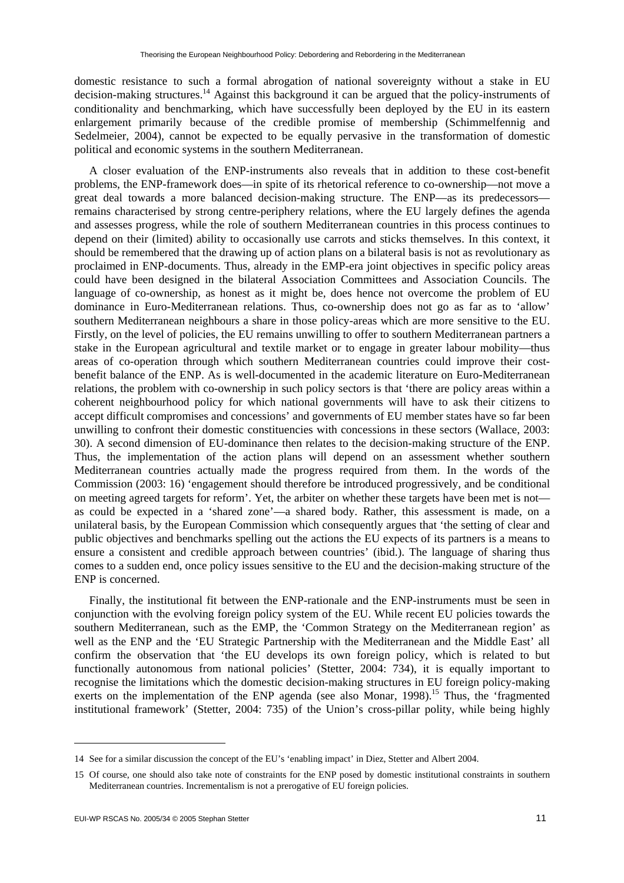domestic resistance to such a formal abrogation of national sovereignty without a stake in EU decision-making structures.[14] Against this background it can be argued that the policy-instruments of conditionality and benchmarking, which have successfully been deployed by the EU in its eastern enlargement primarily because of the credible promise of membership (Schimmelfennig and Sedelmeier, 2004), cannot be expected to be equally pervasive in the transformation of domestic political and economic systems in the southern Mediterranean.

A closer evaluation of the ENP-instruments also reveals that in addition to these cost-benefit problems, the ENP-framework does—in spite of its rhetorical reference to co-ownership—not move a great deal towards a more balanced decision-making structure. The ENP—as its predecessors—remains characterised by strong centre-periphery relations, where the EU largely defines the agenda and assesses progress, while the role of southern Mediterranean countries in this process continues to depend on their (limited) ability to occasionally use carrots and sticks themselves. In this context, it should be remembered that the drawing up of action plans on a bilateral basis is not as revolutionary as proclaimed in ENP-documents. Thus, already in the EMP-era joint objectives in specific policy areas could have been designed in the bilateral Association Committees and Association Councils. The language of co-ownership, as honest as it might be, does hence not overcome the problem of EU dominance in Euro-Mediterranean relations. Thus, co-ownership does not go as far as to 'allow' southern Mediterranean neighbours a share in those policy-areas which are more sensitive to the EU. Firstly, on the level of policies, the EU remains unwilling to offer to southern Mediterranean partners a stake in the European agricultural and textile market or to engage in greater labour mobility—thus areas of co-operation through which southern Mediterranean countries could improve their cost-benefit balance of the ENP. As is well-documented in the academic literature on Euro-Mediterranean relations, the problem with co-ownership in such policy sectors is that 'there are policy areas within a coherent neighbourhood policy for which national governments will have to ask their citizens to accept difficult compromises and concessions' and governments of EU member states have so far been unwilling to confront their domestic constituencies with concessions in these sectors (Wallace, 2003: 30). A second dimension of EU-dominance then relates to the decision-making structure of the ENP. Thus, the implementation of the action plans will depend on an assessment whether southern Mediterranean countries actually made the progress required from them. In the words of the Commission (2003: 16) 'engagement should therefore be introduced progressively, and be conditional on meeting agreed targets for reform'. Yet, the arbiter on whether these targets have been met is not—as could be expected in a 'shared zone'—a shared body. Rather, this assessment is made, on a unilateral basis, by the European Commission which consequently argues that 'the setting of clear and public objectives and benchmarks spelling out the actions the EU expects of its partners is a means to ensure a consistent and credible approach between countries' (ibid.). The language of sharing thus comes to a sudden end, once policy issues sensitive to the EU and the decision-making structure of the ENP is concerned.

Finally, the institutional fit between the ENP-rationale and the ENP-instruments must be seen in conjunction with the evolving foreign policy system of the EU. While recent EU policies towards the southern Mediterranean, such as the EMP, the 'Common Strategy on the Mediterranean region' as well as the ENP and the 'EU Strategic Partnership with the Mediterranean and the Middle East' all confirm the observation that 'the EU develops its own foreign policy, which is related to but functionally autonomous from national policies' (Stetter, 2004: 734), it is equally important to recognise the limitations which the domestic decision-making structures in EU foreign policy-making exerts on the implementation of the ENP agenda (see also Monar, 1998).[15] Thus, the 'fragmented institutional framework' (Stetter, 2004: 735) of the Union's cross-pillar polity, while being highly

---

14 See for a similar discussion the concept of the EU's 'enabling impact' in Diez, Stetter and Albert 2004.

15 Of course, one should also take note of constraints for the ENP posed by domestic institutional constraints in southern Mediterranean countries. Incrementalism is not a prerogative of EU foreign policies.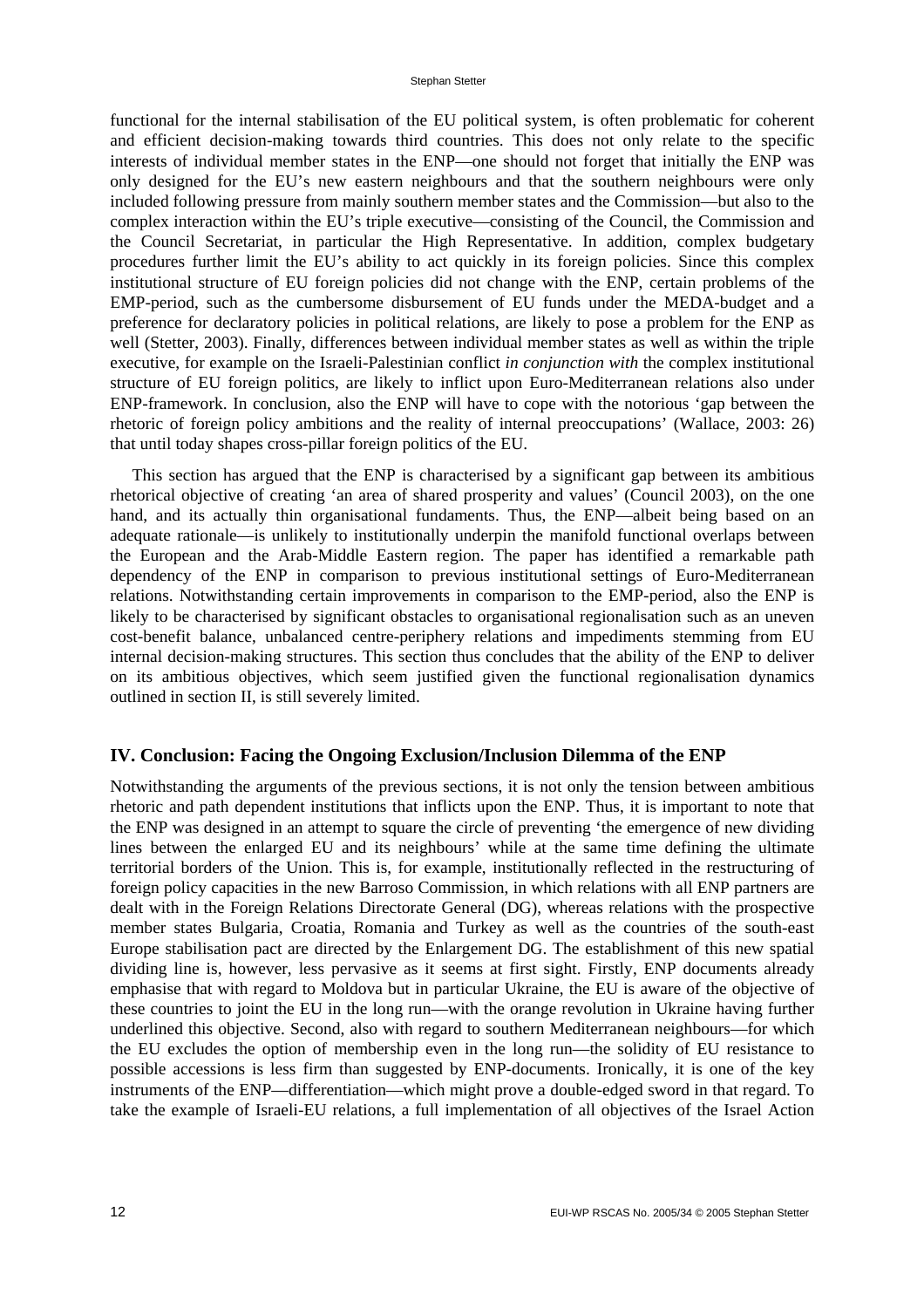functional for the internal stabilisation of the EU political system, is often problematic for coherent and efficient decision-making towards third countries. This does not only relate to the specific interests of individual member states in the ENP—one should not forget that initially the ENP was only designed for the EU's new eastern neighbours and that the southern neighbours were only included following pressure from mainly southern member states and the Commission—but also to the complex interaction within the EU's triple executive—consisting of the Council, the Commission and the Council Secretariat, in particular the High Representative. In addition, complex budgetary procedures further limit the EU's ability to act quickly in its foreign policies. Since this complex institutional structure of EU foreign policies did not change with the ENP, certain problems of the EMP-period, such as the cumbersome disbursement of EU funds under the MEDA-budget and a preference for declaratory policies in political relations, are likely to pose a problem for the ENP as well (Stetter, 2003). Finally, differences between individual member states as well as within the triple executive, for example on the Israeli-Palestinian conflict *in conjunction with* the complex institutional structure of EU foreign politics, are likely to inflict upon Euro-Mediterranean relations also under ENP-framework. In conclusion, also the ENP will have to cope with the notorious 'gap between the rhetoric of foreign policy ambitions and the reality of internal preoccupations' (Wallace, 2003: 26) that until today shapes cross-pillar foreign politics of the EU.

This section has argued that the ENP is characterised by a significant gap between its ambitious rhetorical objective of creating 'an area of shared prosperity and values' (Council 2003), on the one hand, and its actually thin organisational fundaments. Thus, the ENP—albeit being based on an adequate rationale—is unlikely to institutionally underpin the manifold functional overlaps between the European and the Arab-Middle Eastern region. The paper has identified a remarkable path dependency of the ENP in comparison to previous institutional settings of Euro-Mediterranean relations. Notwithstanding certain improvements in comparison to the EMP-period, also the ENP is likely to be characterised by significant obstacles to organisational regionalisation such as an uneven cost-benefit balance, unbalanced centre-periphery relations and impediments stemming from EU internal decision-making structures. This section thus concludes that the ability of the ENP to deliver on its ambitious objectives, which seem justified given the functional regionalisation dynamics outlined in section II, is still severely limited.

## IV. Conclusion: Facing the Ongoing Exclusion/Inclusion Dilemma of the ENP

Notwithstanding the arguments of the previous sections, it is not only the tension between ambitious rhetoric and path dependent institutions that inflicts upon the ENP. Thus, it is important to note that the ENP was designed in an attempt to square the circle of preventing 'the emergence of new dividing lines between the enlarged EU and its neighbours' while at the same time defining the ultimate territorial borders of the Union. This is, for example, institutionally reflected in the restructuring of foreign policy capacities in the new Barroso Commission, in which relations with all ENP partners are dealt with in the Foreign Relations Directorate General (DG), whereas relations with the prospective member states Bulgaria, Croatia, Romania and Turkey as well as the countries of the south-east Europe stabilisation pact are directed by the Enlargement DG. The establishment of this new spatial dividing line is, however, less pervasive as it seems at first sight. Firstly, ENP documents already emphasise that with regard to Moldova but in particular Ukraine, the EU is aware of the objective of these countries to joint the EU in the long run—with the orange revolution in Ukraine having further underlined this objective. Second, also with regard to southern Mediterranean neighbours—for which the EU excludes the option of membership even in the long run—the solidity of EU resistance to possible accessions is less firm than suggested by ENP-documents. Ironically, it is one of the key instruments of the ENP—differentiation—which might prove a double-edged sword in that regard. To take the example of Israeli-EU relations, a full implementation of all objectives of the Israel Action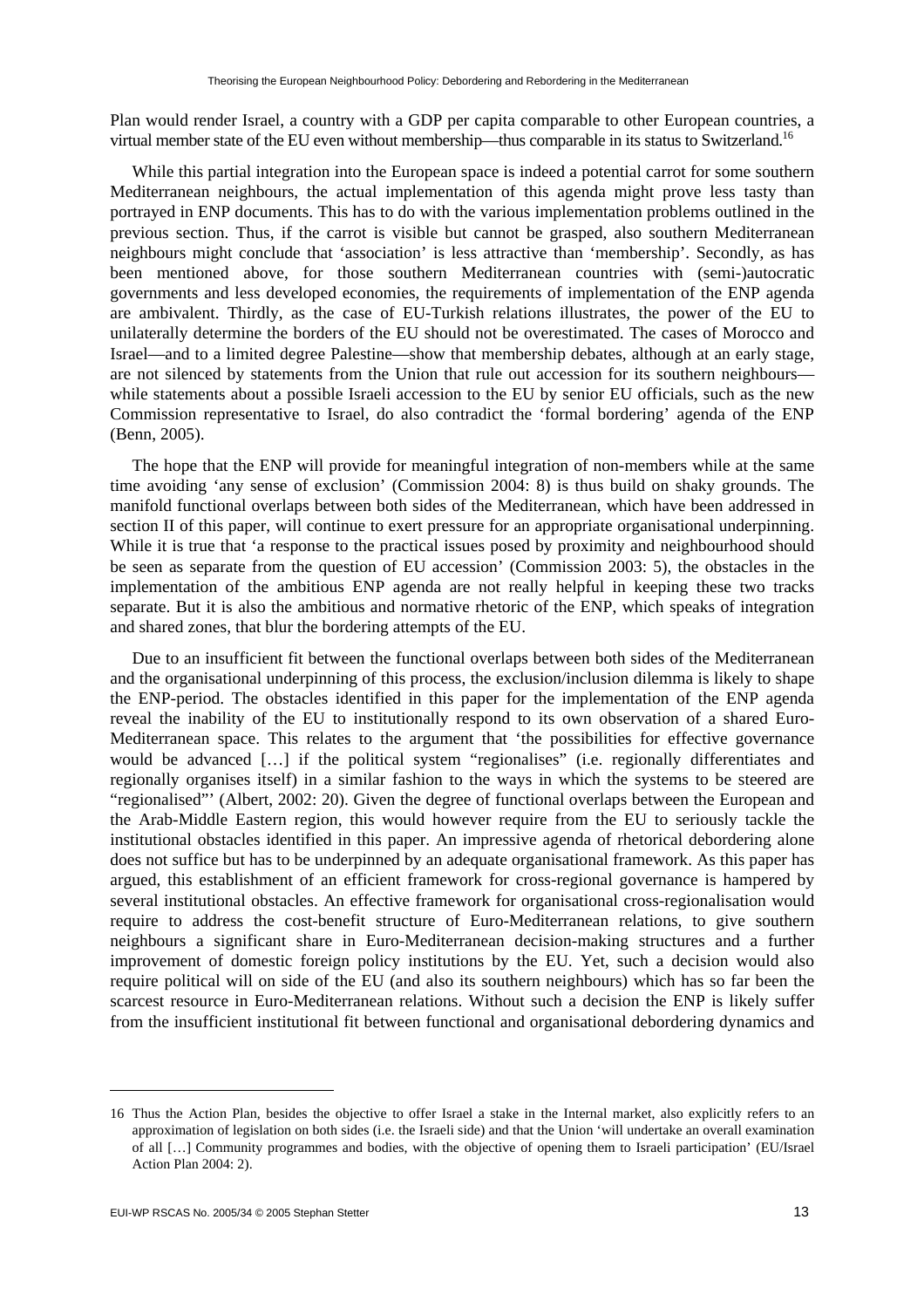Plan would render Israel, a country with a GDP per capita comparable to other European countries, a virtual member state of the EU even without membership—thus comparable in its status to Switzerland.[16]

While this partial integration into the European space is indeed a potential carrot for some southern Mediterranean neighbours, the actual implementation of this agenda might prove less tasty than portrayed in ENP documents. This has to do with the various implementation problems outlined in the previous section. Thus, if the carrot is visible but cannot be grasped, also southern Mediterranean neighbours might conclude that 'association' is less attractive than 'membership'. Secondly, as has been mentioned above, for those southern Mediterranean countries with (semi-)autocratic governments and less developed economies, the requirements of implementation of the ENP agenda are ambivalent. Thirdly, as the case of EU-Turkish relations illustrates, the power of the EU to unilaterally determine the borders of the EU should not be overestimated. The cases of Morocco and Israel—and to a limited degree Palestine—show that membership debates, although at an early stage, are not silenced by statements from the Union that rule out accession for its southern neighbours—while statements about a possible Israeli accession to the EU by senior EU officials, such as the new Commission representative to Israel, do also contradict the 'formal bordering' agenda of the ENP (Benn, 2005).

The hope that the ENP will provide for meaningful integration of non-members while at the same time avoiding 'any sense of exclusion' (Commission 2004: 8) is thus build on shaky grounds. The manifold functional overlaps between both sides of the Mediterranean, which have been addressed in section II of this paper, will continue to exert pressure for an appropriate organisational underpinning. While it is true that 'a response to the practical issues posed by proximity and neighbourhood should be seen as separate from the question of EU accession' (Commission 2003: 5), the obstacles in the implementation of the ambitious ENP agenda are not really helpful in keeping these two tracks separate. But it is also the ambitious and normative rhetoric of the ENP, which speaks of integration and shared zones, that blur the bordering attempts of the EU.

Due to an insufficient fit between the functional overlaps between both sides of the Mediterranean and the organisational underpinning of this process, the exclusion/inclusion dilemma is likely to shape the ENP-period. The obstacles identified in this paper for the implementation of the ENP agenda reveal the inability of the EU to institutionally respond to its own observation of a shared Euro-Mediterranean space. This relates to the argument that 'the possibilities for effective governance would be advanced […] if the political system "regionalises" (i.e. regionally differentiates and regionally organises itself) in a similar fashion to the ways in which the systems to be steered are "regionalised"' (Albert, 2002: 20). Given the degree of functional overlaps between the European and the Arab-Middle Eastern region, this would however require from the EU to seriously tackle the institutional obstacles identified in this paper. An impressive agenda of rhetorical debordering alone does not suffice but has to be underpinned by an adequate organisational framework. As this paper has argued, this establishment of an efficient framework for cross-regional governance is hampered by several institutional obstacles. An effective framework for organisational cross-regionalisation would require to address the cost-benefit structure of Euro-Mediterranean relations, to give southern neighbours a significant share in Euro-Mediterranean decision-making structures and a further improvement of domestic foreign policy institutions by the EU. Yet, such a decision would also require political will on side of the EU (and also its southern neighbours) which has so far been the scarcest resource in Euro-Mediterranean relations. Without such a decision the ENP is likely suffer from the insufficient institutional fit between functional and organisational debordering dynamics and

---

16 Thus the Action Plan, besides the objective to offer Israel a stake in the Internal market, also explicitly refers to an approximation of legislation on both sides (i.e. the Israeli side) and that the Union 'will undertake an overall examination of all […] Community programmes and bodies, with the objective of opening them to Israeli participation' (EU/Israel Action Plan 2004: 2).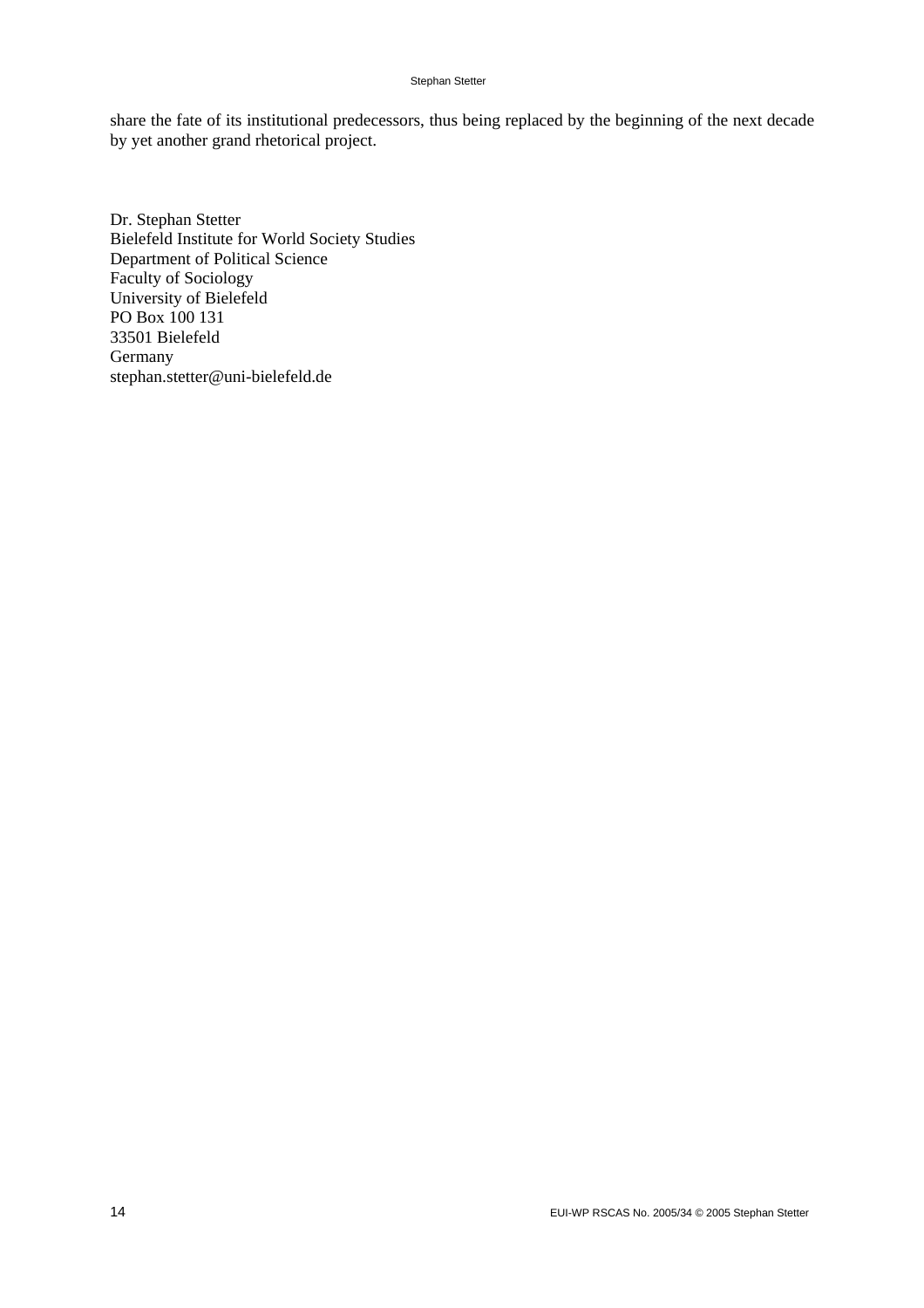share the fate of its institutional predecessors, thus being replaced by the beginning of the next decade by yet another grand rhetorical project.

Dr. Stephan Stetter
Bielefeld Institute for World Society Studies
Department of Political Science
Faculty of Sociology
University of Bielefeld
PO Box 100 131
33501 Bielefeld
Germany
stephan.stetter@uni-bielefeld.de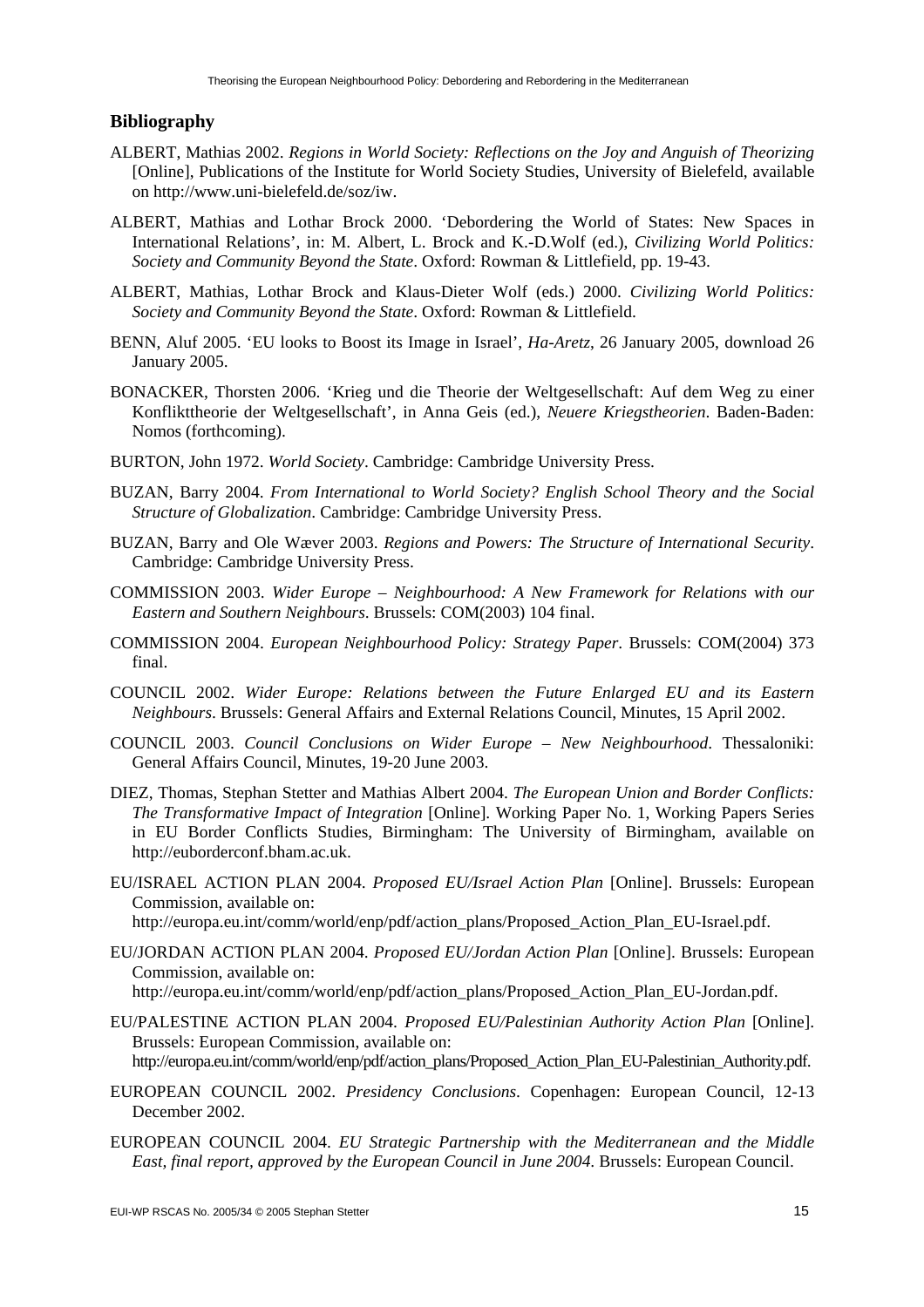## Bibliography

ALBERT, Mathias 2002. *Regions in World Society: Reflections on the Joy and Anguish of Theorizing* [Online], Publications of the Institute for World Society Studies, University of Bielefeld, available on http://www.uni-bielefeld.de/soz/iw.

ALBERT, Mathias and Lothar Brock 2000. 'Debordering the World of States: New Spaces in International Relations', in: M. Albert, L. Brock and K.-D.Wolf (ed.), *Civilizing World Politics: Society and Community Beyond the State*. Oxford: Rowman & Littlefield, pp. 19-43.

ALBERT, Mathias, Lothar Brock and Klaus-Dieter Wolf (eds.) 2000. *Civilizing World Politics: Society and Community Beyond the State*. Oxford: Rowman & Littlefield.

BENN, Aluf 2005. 'EU looks to Boost its Image in Israel', *Ha-Aretz*, 26 January 2005, download 26 January 2005.

BONACKER, Thorsten 2006. 'Krieg und die Theorie der Weltgesellschaft: Auf dem Weg zu einer Konflikttheorie der Weltgesellschaft', in Anna Geis (ed.), *Neuere Kriegstheorien*. Baden-Baden: Nomos (forthcoming).

BURTON, John 1972. *World Society*. Cambridge: Cambridge University Press.

BUZAN, Barry 2004. *From International to World Society? English School Theory and the Social Structure of Globalization*. Cambridge: Cambridge University Press.

BUZAN, Barry and Ole Wæver 2003. *Regions and Powers: The Structure of International Security*. Cambridge: Cambridge University Press.

COMMISSION 2003. *Wider Europe – Neighbourhood: A New Framework for Relations with our Eastern and Southern Neighbours*. Brussels: COM(2003) 104 final.

COMMISSION 2004. *European Neighbourhood Policy: Strategy Paper*. Brussels: COM(2004) 373 final.

COUNCIL 2002. *Wider Europe: Relations between the Future Enlarged EU and its Eastern Neighbours*. Brussels: General Affairs and External Relations Council, Minutes, 15 April 2002.

COUNCIL 2003. *Council Conclusions on Wider Europe – New Neighbourhood*. Thessaloniki: General Affairs Council, Minutes, 19-20 June 2003.

DIEZ, Thomas, Stephan Stetter and Mathias Albert 2004. *The European Union and Border Conflicts: The Transformative Impact of Integration* [Online]. Working Paper No. 1, Working Papers Series in EU Border Conflicts Studies, Birmingham: The University of Birmingham, available on http://euborderconf.bham.ac.uk.

EU/ISRAEL ACTION PLAN 2004. *Proposed EU/Israel Action Plan* [Online]. Brussels: European Commission, available on: http://europa.eu.int/comm/world/enp/pdf/action_plans/Proposed_Action_Plan_EU-Israel.pdf.

EU/JORDAN ACTION PLAN 2004. *Proposed EU/Jordan Action Plan* [Online]. Brussels: European Commission, available on: http://europa.eu.int/comm/world/enp/pdf/action_plans/Proposed_Action_Plan_EU-Jordan.pdf.

EU/PALESTINE ACTION PLAN 2004. *Proposed EU/Palestinian Authority Action Plan* [Online]. Brussels: European Commission, available on: http://europa.eu.int/comm/world/enp/pdf/action_plans/Proposed_Action_Plan_EU-Palestinian_Authority.pdf.

EUROPEAN COUNCIL 2002. *Presidency Conclusions*. Copenhagen: European Council, 12-13 December 2002.

EUROPEAN COUNCIL 2004. *EU Strategic Partnership with the Mediterranean and the Middle East, final report, approved by the European Council in June 2004*. Brussels: European Council.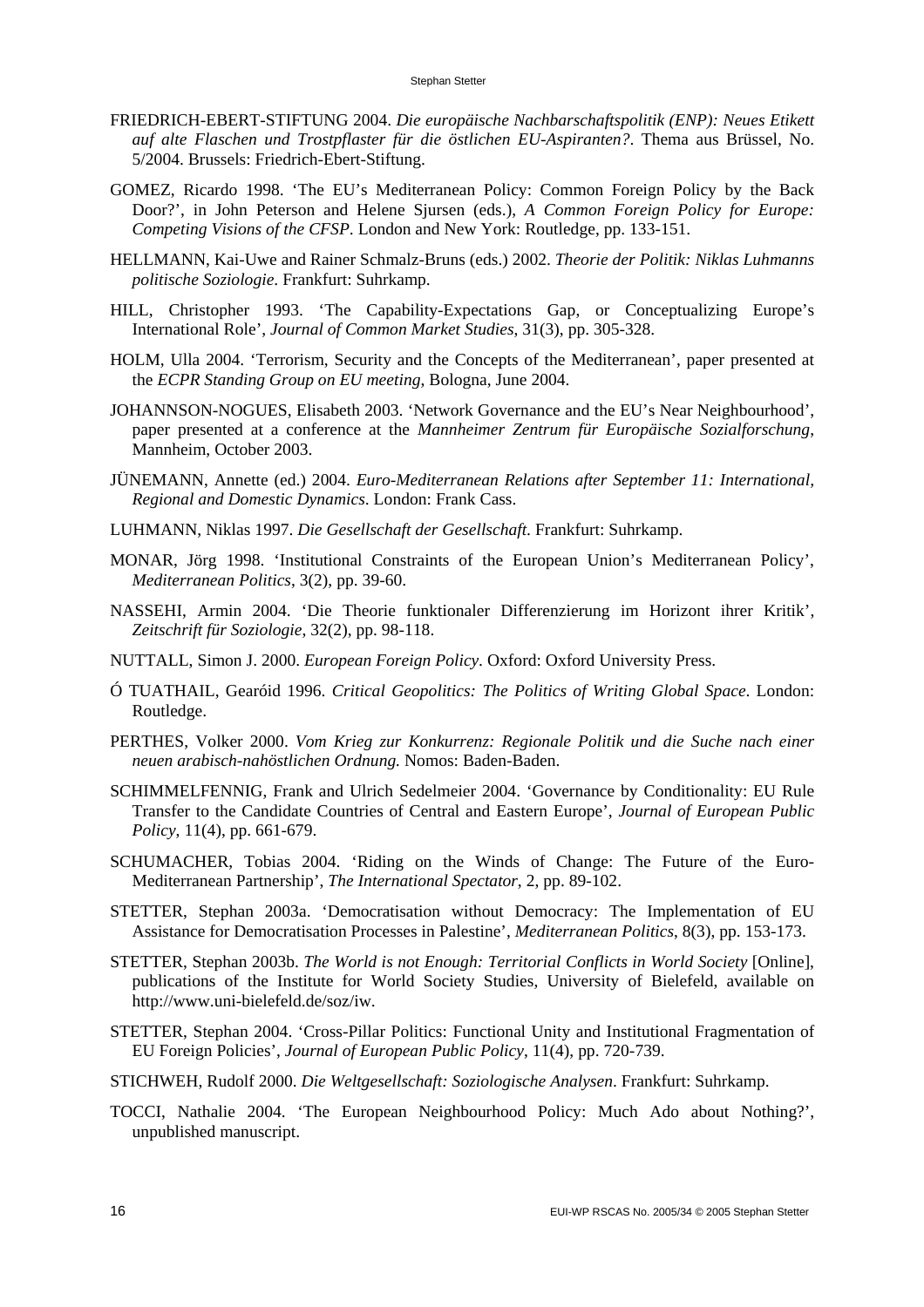FRIEDRICH-EBERT-STIFTUNG 2004. *Die europäische Nachbarschaftspolitik (ENP): Neues Etikett auf alte Flaschen und Trostpflaster für die östlichen EU-Aspiranten?*. Thema aus Brüssel, No. 5/2004. Brussels: Friedrich-Ebert-Stiftung.

GOMEZ, Ricardo 1998. 'The EU's Mediterranean Policy: Common Foreign Policy by the Back Door?', in John Peterson and Helene Sjursen (eds.), *A Common Foreign Policy for Europe: Competing Visions of the CFSP*. London and New York: Routledge, pp. 133-151.

HELLMANN, Kai-Uwe and Rainer Schmalz-Bruns (eds.) 2002. *Theorie der Politik: Niklas Luhmanns politische Soziologie*. Frankfurt: Suhrkamp.

HILL, Christopher 1993. 'The Capability-Expectations Gap, or Conceptualizing Europe's International Role', *Journal of Common Market Studies*, 31(3), pp. 305-328.

HOLM, Ulla 2004. 'Terrorism, Security and the Concepts of the Mediterranean', paper presented at the *ECPR Standing Group on EU meeting*, Bologna, June 2004.

JOHANNSON-NOGUES, Elisabeth 2003. 'Network Governance and the EU's Near Neighbourhood', paper presented at a conference at the *Mannheimer Zentrum für Europäische Sozialforschung*, Mannheim, October 2003.

JÜNEMANN, Annette (ed.) 2004. *Euro-Mediterranean Relations after September 11: International, Regional and Domestic Dynamics*. London: Frank Cass.

LUHMANN, Niklas 1997. *Die Gesellschaft der Gesellschaft*. Frankfurt: Suhrkamp.

MONAR, Jörg 1998. 'Institutional Constraints of the European Union's Mediterranean Policy', *Mediterranean Politics*, 3(2), pp. 39-60.

NASSEHI, Armin 2004. 'Die Theorie funktionaler Differenzierung im Horizont ihrer Kritik', *Zeitschrift für Soziologie*, 32(2), pp. 98-118.

NUTTALL, Simon J. 2000. *European Foreign Policy*. Oxford: Oxford University Press.

Ó TUATHAIL, Gearóid 1996. *Critical Geopolitics: The Politics of Writing Global Space*. London: Routledge.

PERTHES, Volker 2000. *Vom Krieg zur Konkurrenz: Regionale Politik und die Suche nach einer neuen arabisch-nahöstlichen Ordnung.* Nomos: Baden-Baden.

SCHIMMELFENNIG, Frank and Ulrich Sedelmeier 2004. 'Governance by Conditionality: EU Rule Transfer to the Candidate Countries of Central and Eastern Europe', *Journal of European Public Policy*, 11(4), pp. 661-679.

SCHUMACHER, Tobias 2004. 'Riding on the Winds of Change: The Future of the Euro-Mediterranean Partnership', *The International Spectator*, 2, pp. 89-102.

STETTER, Stephan 2003a. 'Democratisation without Democracy: The Implementation of EU Assistance for Democratisation Processes in Palestine', *Mediterranean Politics*, 8(3), pp. 153-173.

STETTER, Stephan 2003b. *The World is not Enough: Territorial Conflicts in World Society* [Online], publications of the Institute for World Society Studies, University of Bielefeld, available on http://www.uni-bielefeld.de/soz/iw.

STETTER, Stephan 2004. 'Cross-Pillar Politics: Functional Unity and Institutional Fragmentation of EU Foreign Policies', *Journal of European Public Policy*, 11(4), pp. 720-739.

STICHWEH, Rudolf 2000. *Die Weltgesellschaft: Soziologische Analysen*. Frankfurt: Suhrkamp.

TOCCI, Nathalie 2004. 'The European Neighbourhood Policy: Much Ado about Nothing?', unpublished manuscript.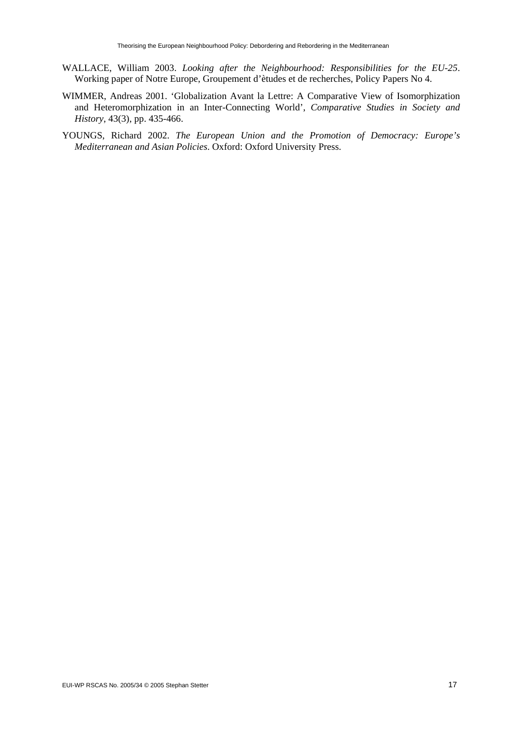WALLACE, William 2003. *Looking after the Neighbourhood: Responsibilities for the EU-25*. Working paper of Notre Europe, Groupement d'ètudes et de recherches, Policy Papers No 4.

WIMMER, Andreas 2001. 'Globalization Avant la Lettre: A Comparative View of Isomorphization and Heteromorphization in an Inter-Connecting World', *Comparative Studies in Society and History*, 43(3), pp. 435-466.

YOUNGS, Richard 2002. *The European Union and the Promotion of Democracy: Europe's Mediterranean and Asian Policies*. Oxford: Oxford University Press.